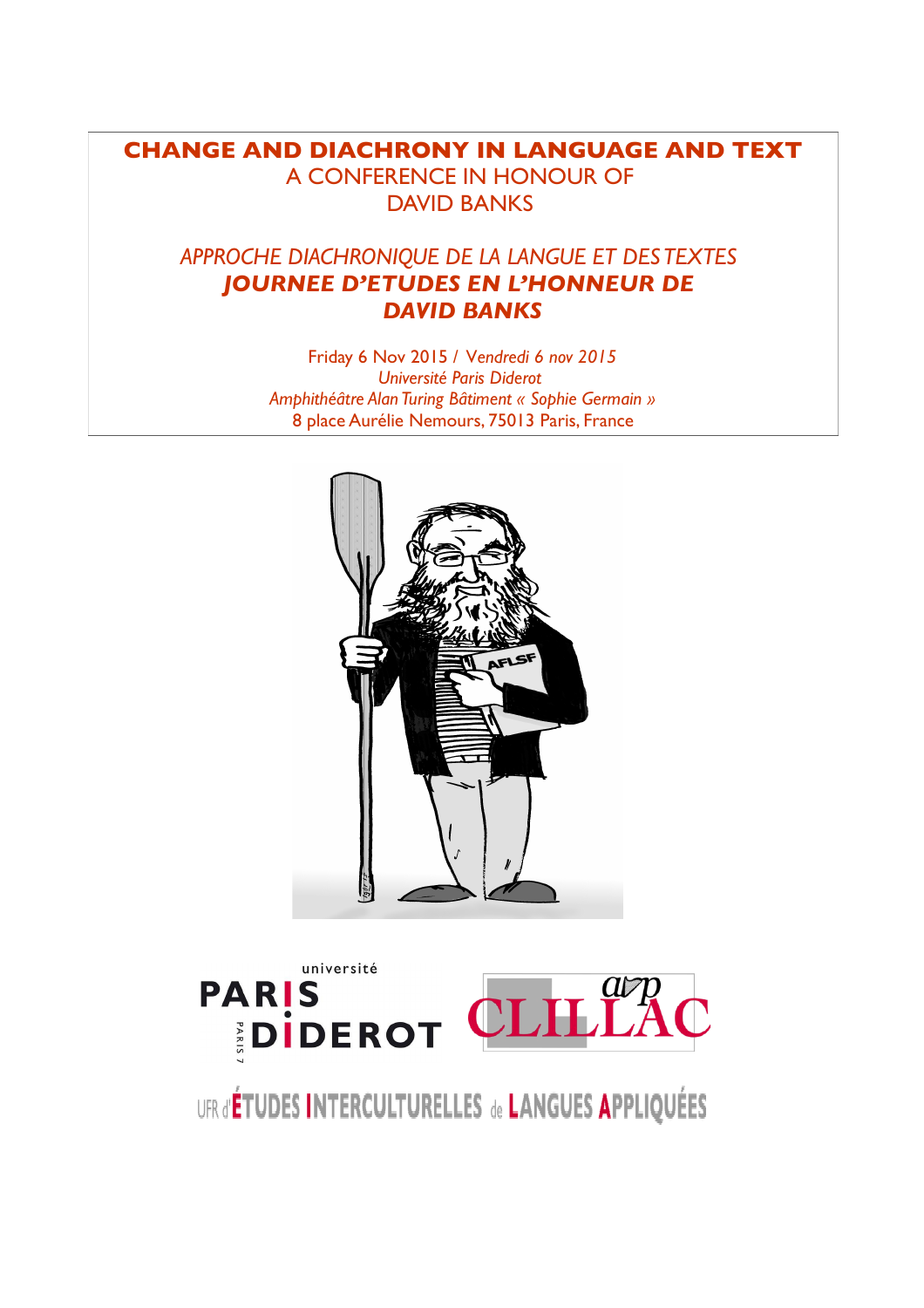# CHANGE AND DIACHRONY IN LANGUAGE AND TEXT

A CONFERENCE IN HONOUR OF
DAVID BANKS

*APPROCHE DIACHRONIQUE DE LA LANGUE ET DES TEXTES*

***JOURNEE D'ETUDES EN L'HONNEUR DE DAVID BANKS***

Friday 6 Nov 2015 / *Vendredi 6 nov 2015*

*Université Paris Diderot*

*Amphithéâtre Alan Turing Bâtiment « Sophie Germain »*

8 place Aurélie Nemours, 75013 Paris, France

université PARIS DIDEROT PARIS 7

CLILLAC arp

UFR d'ÉTUDES INTERCULTURELLES de LANGUES APPLIQUÉES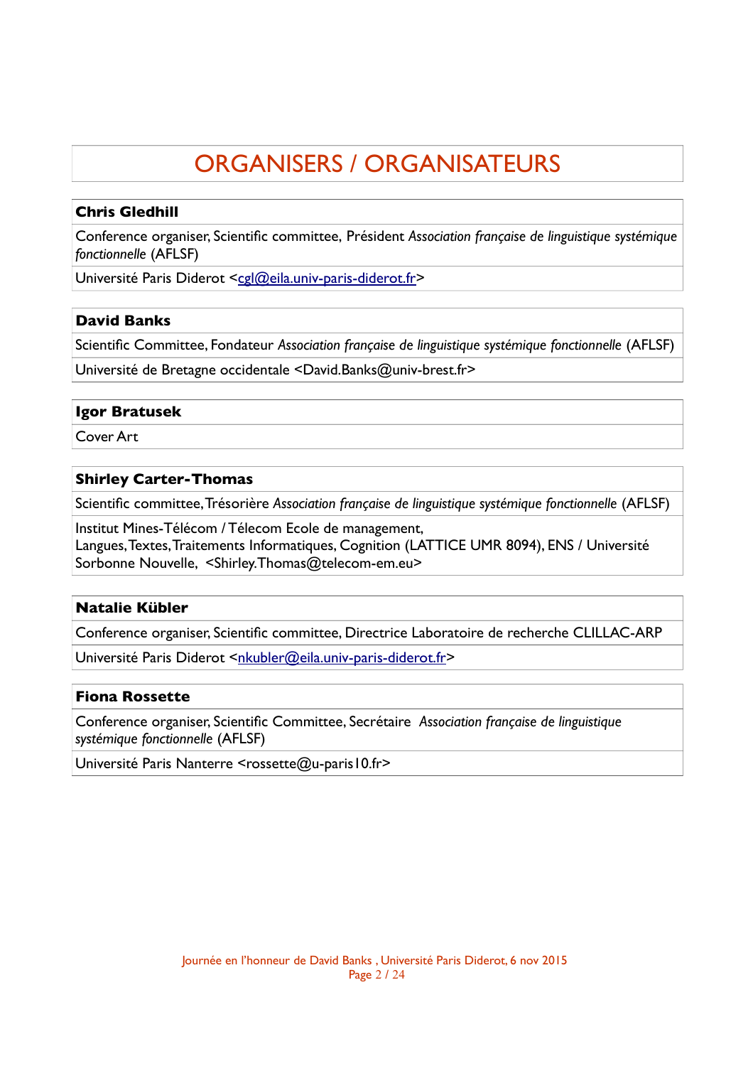# ORGANISERS / ORGANISATEURS

**Chris Gledhill**

Conference organiser, Scientific committee, Président *Association française de linguistique systémique fonctionnelle* (AFLSF)

Université Paris Diderot <cgl@eila.univ-paris-diderot.fr>

**David Banks**

Scientific Committee, Fondateur *Association française de linguistique systémique fonctionnelle* (AFLSF)

Université de Bretagne occidentale <David.Banks@univ-brest.fr>

**Igor Bratusek**

Cover Art

**Shirley Carter-Thomas**

Scientific committee, Trésorière *Association française de linguistique systémique fonctionnelle* (AFLSF)

Institut Mines-Télécom / Télecom Ecole de management,
Langues, Textes, Traitements Informatiques, Cognition (LATTICE UMR 8094), ENS / Université Sorbonne Nouvelle, <Shirley.Thomas@telecom-em.eu>

**Natalie Kübler**

Conference organiser, Scientific committee, Directrice Laboratoire de recherche CLILLAC-ARP

Université Paris Diderot <nkubler@eila.univ-paris-diderot.fr>

**Fiona Rossette**

Conference organiser, Scientific Committee, Secrétaire *Association française de linguistique systémique fonctionnelle* (AFLSF)

Université Paris Nanterre <rossette@u-paris10.fr>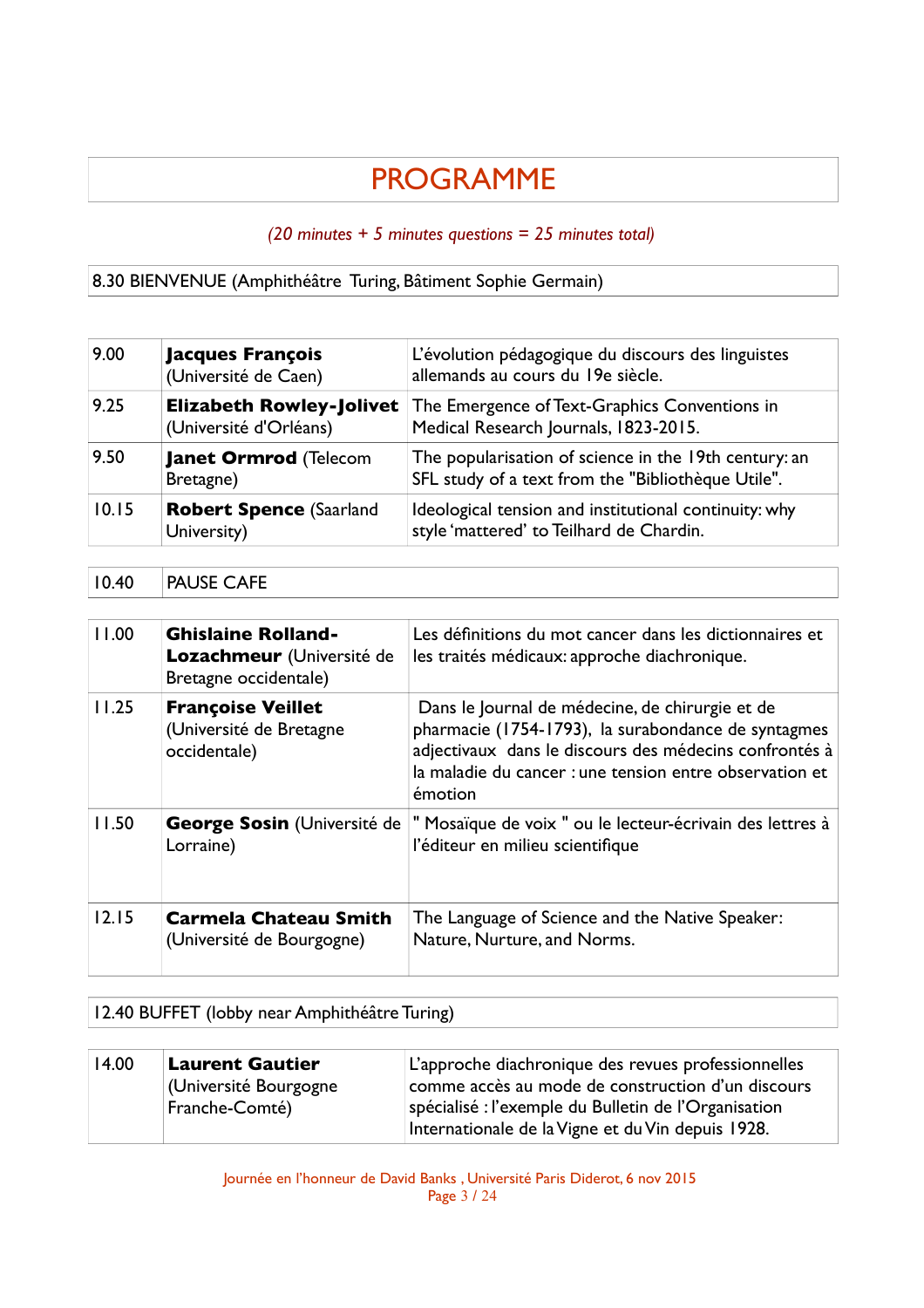# PROGRAMME

*(20 minutes + 5 minutes questions = 25 minutes total)*

8.30 BIENVENUE (Amphithéâtre Turing, Bâtiment Sophie Germain)

| | | |
|---|---|---|
| 9.00 | **Jacques François** (Université de Caen) | L'évolution pédagogique du discours des linguistes allemands au cours du 19e siècle. |
| 9.25 | **Elizabeth Rowley-Jolivet** (Université d'Orléans) | The Emergence of Text-Graphics Conventions in Medical Research Journals, 1823-2015. |
| 9.50 | **Janet Ormrod** (Telecom Bretagne) | The popularisation of science in the 19th century: an SFL study of a text from the "Bibliothèque Utile". |
| 10.15 | **Robert Spence** (Saarland University) | Ideological tension and institutional continuity: why style 'mattered' to Teilhard de Chardin. |

| | |
|---|---|
| 10.40 | PAUSE CAFE |

| | | |
|---|---|---|
| 11.00 | **Ghislaine Rolland-Lozachmeur** (Université de Bretagne occidentale) | Les définitions du mot cancer dans les dictionnaires et les traités médicaux: approche diachronique. |
| 11.25 | **Françoise Veillet** (Université de Bretagne occidentale) | Dans le Journal de médecine, de chirurgie et de pharmacie (1754-1793), la surabondance de syntagmes adjectivaux dans le discours des médecins confrontés à la maladie du cancer : une tension entre observation et émotion |
| 11.50 | **George Sosin** (Université de Lorraine) | " Mosaïque de voix " ou le lecteur-écrivain des lettres à l'éditeur en milieu scientifique |
| 12.15 | **Carmela Chateau Smith** (Université de Bourgogne) | The Language of Science and the Native Speaker: Nature, Nurture, and Norms. |

12.40 BUFFET (lobby near Amphithéâtre Turing)

| | | |
|---|---|---|
| 14.00 | **Laurent Gautier** (Université Bourgogne Franche-Comté) | L'approche diachronique des revues professionnelles comme accès au mode de construction d'un discours spécialisé : l'exemple du Bulletin de l'Organisation Internationale de la Vigne et du Vin depuis 1928. |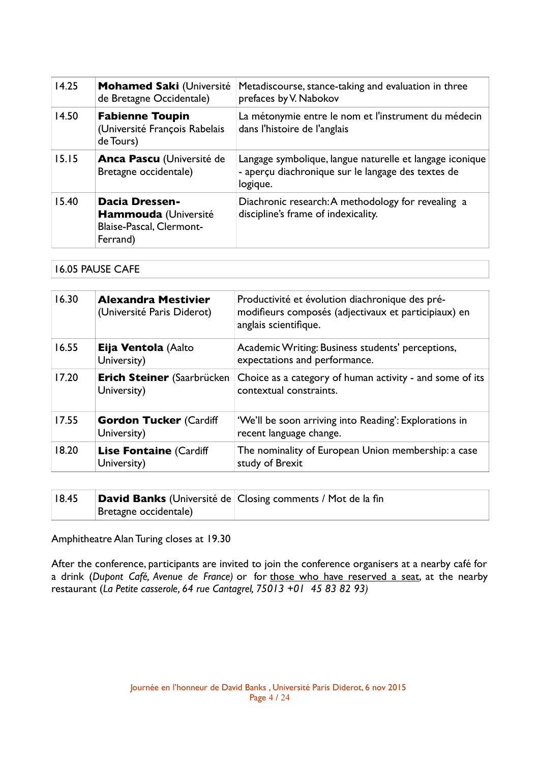| | | |
|---|---|---|
| 14.25 | **Mohamed Saki** (Université de Bretagne Occidentale) | Metadiscourse, stance-taking and evaluation in three prefaces by V. Nabokov |
| 14.50 | **Fabienne Toupin** (Université François Rabelais de Tours) | La métonymie entre le nom et l'instrument du médecin dans l'histoire de l'anglais |
| 15.15 | **Anca Pascu** (Université de Bretagne occidentale) | Langage symbolique, langue naturelle et langage iconique - aperçu diachronique sur le langage des textes de logique. |
| 15.40 | **Dacia Dressen-Hammouda** (Université Blaise-Pascal, Clermont-Ferrand) | Diachronic research: A methodology for revealing a discipline's frame of indexicality. |

16.05 PAUSE CAFE

| | | |
|---|---|---|
| 16.30 | **Alexandra Mestivier** (Université Paris Diderot) | Productivité et évolution diachronique des pré-modifieurs composés (adjectivaux et participiaux) en anglais scientifique. |
| 16.55 | **Eija Ventola** (Aalto University) | Academic Writing: Business students' perceptions, expectations and performance. |
| 17.20 | **Erich Steiner** (Saarbrücken University) | Choice as a category of human activity - and some of its contextual constraints. |
| 17.55 | **Gordon Tucker** (Cardiff University) | 'We'll be soon arriving into Reading': Explorations in recent language change. |
| 18.20 | **Lise Fontaine** (Cardiff University) | The nominality of European Union membership: a case study of Brexit |

| | | |
|---|---|---|
| 18.45 | **David Banks** (Université de Bretagne occidentale) | Closing comments / Mot de la fin |

Amphitheatre Alan Turing closes at 19.30

After the conference, participants are invited to join the conference organisers at a nearby café for a drink (*Dupont Café, Avenue de France)* or for <u>those who have reserved a seat</u>, at the nearby restaurant (*La Petite casserole, 64 rue Cantagrel, 75013 +01 45 83 82 93)*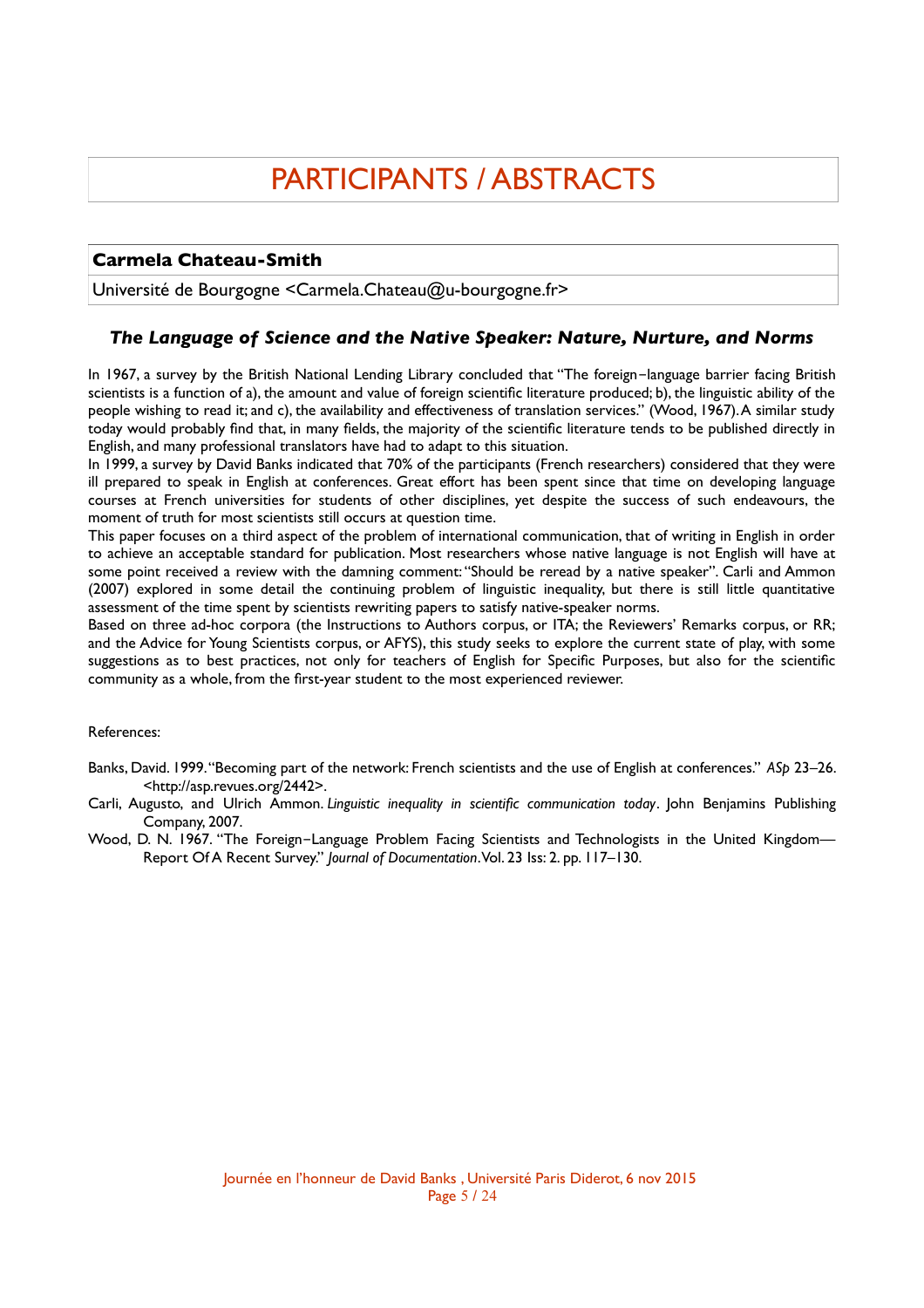# PARTICIPANTS / ABSTRACTS

**Carmela Chateau-Smith**

Université de Bourgogne <Carmela.Chateau@u-bourgogne.fr>

### *The Language of Science and the Native Speaker: Nature, Nurture, and Norms*

In 1967, a survey by the British National Lending Library concluded that "The foreign−language barrier facing British scientists is a function of a), the amount and value of foreign scientific literature produced; b), the linguistic ability of the people wishing to read it; and c), the availability and effectiveness of translation services." (Wood, 1967). A similar study today would probably find that, in many fields, the majority of the scientific literature tends to be published directly in English, and many professional translators have had to adapt to this situation.

In 1999, a survey by David Banks indicated that 70% of the participants (French researchers) considered that they were ill prepared to speak in English at conferences. Great effort has been spent since that time on developing language courses at French universities for students of other disciplines, yet despite the success of such endeavours, the moment of truth for most scientists still occurs at question time.

This paper focuses on a third aspect of the problem of international communication, that of writing in English in order to achieve an acceptable standard for publication. Most researchers whose native language is not English will have at some point received a review with the damning comment: "Should be reread by a native speaker". Carli and Ammon (2007) explored in some detail the continuing problem of linguistic inequality, but there is still little quantitative assessment of the time spent by scientists rewriting papers to satisfy native-speaker norms.

Based on three ad-hoc corpora (the Instructions to Authors corpus, or ITA; the Reviewers' Remarks corpus, or RR; and the Advice for Young Scientists corpus, or AFYS), this study seeks to explore the current state of play, with some suggestions as to best practices, not only for teachers of English for Specific Purposes, but also for the scientific community as a whole, from the first-year student to the most experienced reviewer.

References:

Banks, David. 1999. "Becoming part of the network: French scientists and the use of English at conferences." *ASp* 23–26. <http://asp.revues.org/2442>.

Carli, Augusto, and Ulrich Ammon. *Linguistic inequality in scientific communication today*. John Benjamins Publishing Company, 2007.

Wood, D. N. 1967. "The Foreign−Language Problem Facing Scientists and Technologists in the United Kingdom—Report Of A Recent Survey." *Journal of Documentation*. Vol. 23 Iss: 2. pp. 117–130.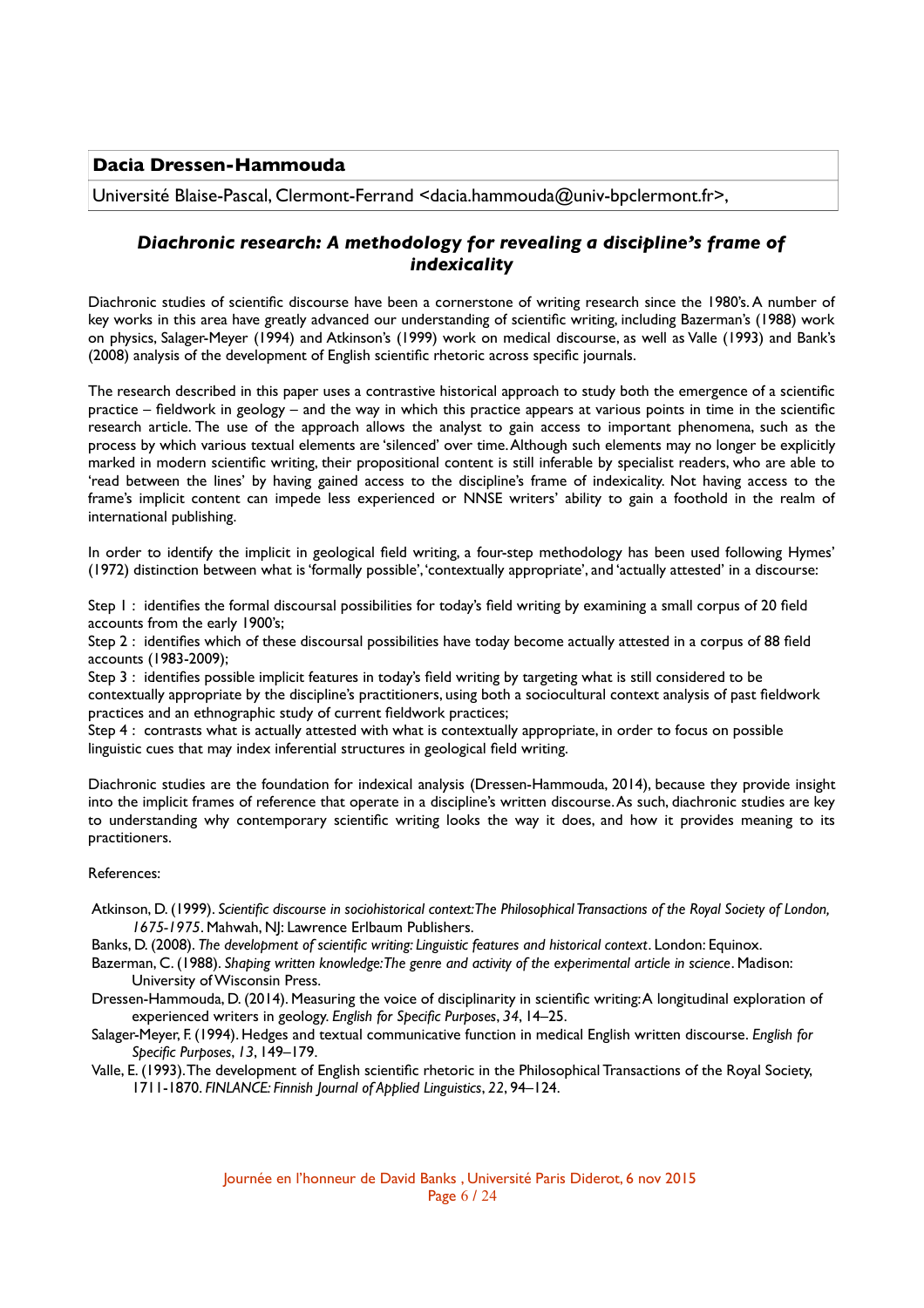**Dacia Dressen-Hammouda**

Université Blaise-Pascal, Clermont-Ferrand <dacia.hammouda@univ-bpclermont.fr>,

## *Diachronic research: A methodology for revealing a discipline's frame of indexicality*

Diachronic studies of scientific discourse have been a cornerstone of writing research since the 1980's. A number of key works in this area have greatly advanced our understanding of scientific writing, including Bazerman's (1988) work on physics, Salager-Meyer (1994) and Atkinson's (1999) work on medical discourse, as well as Valle (1993) and Bank's (2008) analysis of the development of English scientific rhetoric across specific journals.

The research described in this paper uses a contrastive historical approach to study both the emergence of a scientific practice – fieldwork in geology – and the way in which this practice appears at various points in time in the scientific research article. The use of the approach allows the analyst to gain access to important phenomena, such as the process by which various textual elements are 'silenced' over time. Although such elements may no longer be explicitly marked in modern scientific writing, their propositional content is still inferable by specialist readers, who are able to 'read between the lines' by having gained access to the discipline's frame of indexicality. Not having access to the frame's implicit content can impede less experienced or NNSE writers' ability to gain a foothold in the realm of international publishing.

In order to identify the implicit in geological field writing, a four-step methodology has been used following Hymes' (1972) distinction between what is 'formally possible', 'contextually appropriate', and 'actually attested' in a discourse:

Step 1 : identifies the formal discoursal possibilities for today's field writing by examining a small corpus of 20 field accounts from the early 1900's;
Step 2 : identifies which of these discoursal possibilities have today become actually attested in a corpus of 88 field accounts (1983-2009);
Step 3 : identifies possible implicit features in today's field writing by targeting what is still considered to be contextually appropriate by the discipline's practitioners, using both a sociocultural context analysis of past fieldwork practices and an ethnographic study of current fieldwork practices;
Step 4 : contrasts what is actually attested with what is contextually appropriate, in order to focus on possible linguistic cues that may index inferential structures in geological field writing.

Diachronic studies are the foundation for indexical analysis (Dressen-Hammouda, 2014), because they provide insight into the implicit frames of reference that operate in a discipline's written discourse. As such, diachronic studies are key to understanding why contemporary scientific writing looks the way it does, and how it provides meaning to its practitioners.

References:

Atkinson, D. (1999). *Scientific discourse in sociohistorical context: The Philosophical Transactions of the Royal Society of London, 1675-1975*. Mahwah, NJ: Lawrence Erlbaum Publishers.

Banks, D. (2008). *The development of scientific writing: Linguistic features and historical context*. London: Equinox.

Bazerman, C. (1988). *Shaping written knowledge: The genre and activity of the experimental article in science*. Madison: University of Wisconsin Press.

Dressen-Hammouda, D. (2014). Measuring the voice of disciplinarity in scientific writing: A longitudinal exploration of experienced writers in geology. *English for Specific Purposes*, *34*, 14–25.

Salager-Meyer, F. (1994). Hedges and textual communicative function in medical English written discourse. *English for Specific Purposes*, *13*, 149–179.

Valle, E. (1993). The development of English scientific rhetoric in the Philosophical Transactions of the Royal Society, 1711-1870. *FINLANCE: Finnish Journal of Applied Linguistics*, *22*, 94–124.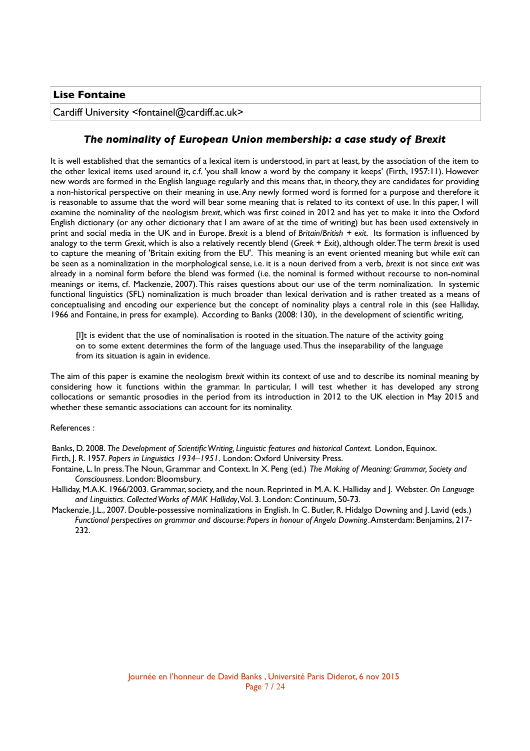**Lise Fontaine**

Cardiff University <fontainel@cardiff.ac.uk>

### *The nominality of European Union membership: a case study of Brexit*

It is well established that the semantics of a lexical item is understood, in part at least, by the association of the item to the other lexical items used around it, c.f. 'you shall know a word by the company it keeps' (Firth, 1957:11). However new words are formed in the English language regularly and this means that, in theory, they are candidates for providing a non-historical perspective on their meaning in use. Any newly formed word is formed for a purpose and therefore it is reasonable to assume that the word will bear some meaning that is related to its context of use. In this paper, I will examine the nominality of the neologism *brexit*, which was first coined in 2012 and has yet to make it into the Oxford English dictionary (or any other dictionary that I am aware of at the time of writing) but has been used extensively in print and social media in the UK and in Europe. *Brexit* is a blend of *Britain/British + exit*. Its formation is influenced by analogy to the term *Grexit*, which is also a relatively recently blend (*Greek + Exit*), although older. The term *brexit* is used to capture the meaning of 'Britain exiting from the EU'. This meaning is an event oriented meaning but while *exit* can be seen as a nominalization in the morphological sense, i.e. it is a noun derived from a verb, *brexit* is not since *exit* was already in a nominal form before the blend was formed (i.e. the nominal is formed without recourse to non-nominal meanings or items, cf. Mackenzie, 2007). This raises questions about our use of the term nominalization. In systemic functional linguistics (SFL) nominalization is much broader than lexical derivation and is rather treated as a means of conceptualising and encoding our experience but the concept of nominality plays a central role in this (see Halliday, 1966 and Fontaine, in press for example). According to Banks (2008: 130), in the development of scientific writing,

> [I]t is evident that the use of nominalisation is rooted in the situation. The nature of the activity going on to some extent determines the form of the language used. Thus the inseparability of the language from its situation is again in evidence.

The aim of this paper is examine the neologism *brexit* within its context of use and to describe its nominal meaning by considering how it functions within the grammar. In particular, I will test whether it has developed any strong collocations or semantic prosodies in the period from its introduction in 2012 to the UK election in May 2015 and whether these semantic associations can account for its nominality.

References :

Banks, D. 2008. *The Development of Scientific Writing, Linguistic features and historical Context.* London, Equinox.

Firth, J. R. 1957. *Papers in Linguistics 1934–1951*. London: Oxford University Press.

Fontaine, L. In press. The Noun, Grammar and Context. In X. Peng (ed.) *The Making of Meaning: Grammar, Society and Consciousness*. London: Bloomsbury.

Halliday, M.A.K. 1966/2003. Grammar, society, and the noun. Reprinted in M.A. K. Halliday and J. Webster. *On Language and Linguistics. Collected Works of MAK Halliday*, Vol. 3. London: Continuum, 50-73.

Mackenzie, J.L., 2007. Double-possessive nominalizations in English. In C. Butler, R. Hidalgo Downing and J. Lavid (eds.) *Functional perspectives on grammar and discourse: Papers in honour of Angela Downing*. Amsterdam: Benjamins, 217-232.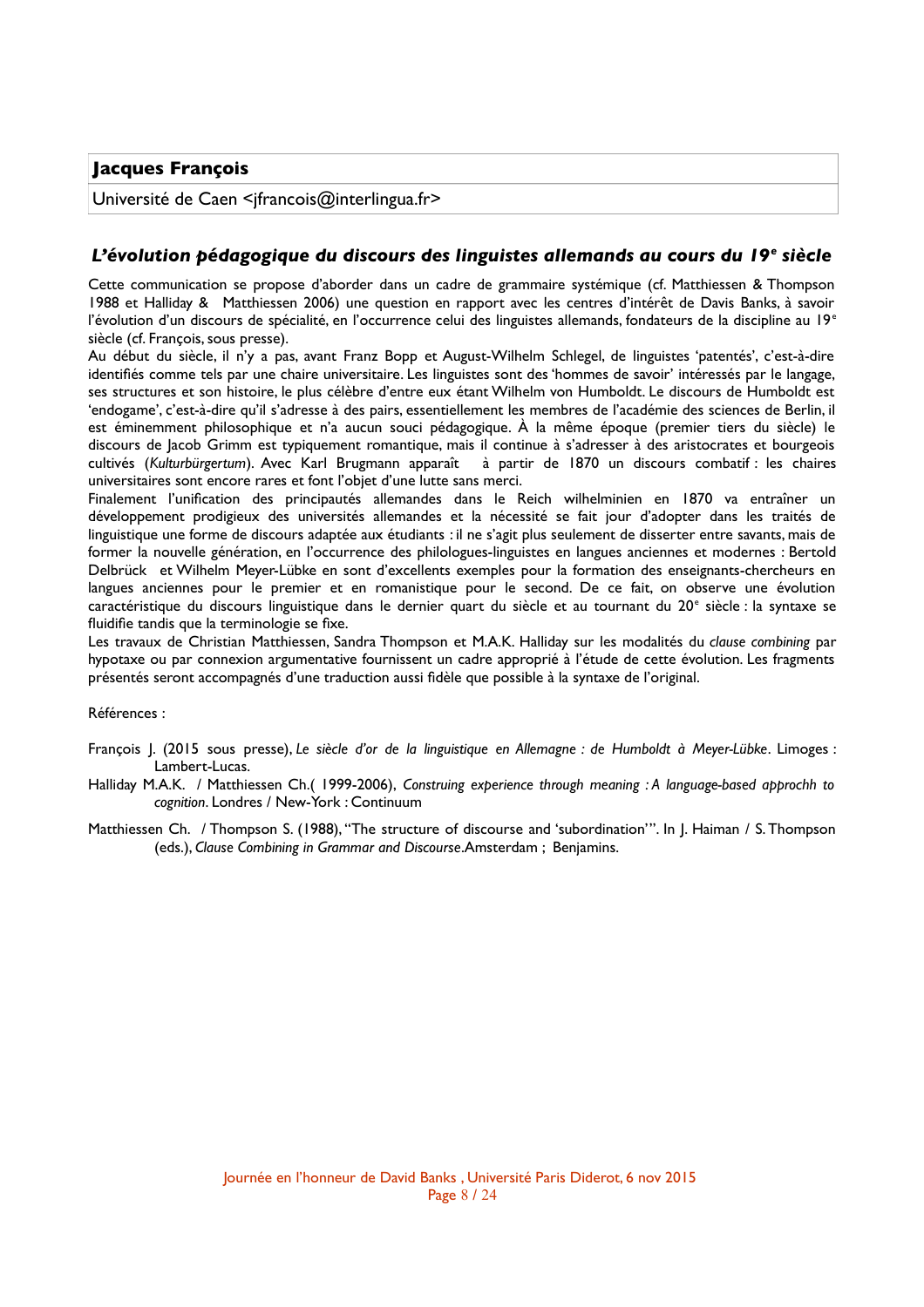**Jacques François**

Université de Caen <jfrancois@interlingua.fr>

## *L'évolution pédagogique du discours des linguistes allemands au cours du 19e siècle*

Cette communication se propose d'aborder dans un cadre de grammaire systémique (cf. Matthiessen & Thompson 1988 et Halliday & Matthiessen 2006) une question en rapport avec les centres d'intérêt de Davis Banks, à savoir l'évolution d'un discours de spécialité, en l'occurrence celui des linguistes allemands, fondateurs de la discipline au 19e siècle (cf. François, sous presse).

Au début du siècle, il n'y a pas, avant Franz Bopp et August-Wilhelm Schlegel, de linguistes 'patentés', c'est-à-dire identifiés comme tels par une chaire universitaire. Les linguistes sont des 'hommes de savoir' intéressés par le langage, ses structures et son histoire, le plus célèbre d'entre eux étant Wilhelm von Humboldt. Le discours de Humboldt est 'endogame', c'est-à-dire qu'il s'adresse à des pairs, essentiellement les membres de l'académie des sciences de Berlin, il est éminemment philosophique et n'a aucun souci pédagogique. À la même époque (premier tiers du siècle) le discours de Jacob Grimm est typiquement romantique, mais il continue à s'adresser à des aristocrates et bourgeois cultivés (*Kulturbürgertum*). Avec Karl Brugmann apparaît à partir de 1870 un discours combatif : les chaires universitaires sont encore rares et font l'objet d'une lutte sans merci.

Finalement l'unification des principautés allemandes dans le Reich wilhelminien en 1870 va entraîner un développement prodigieux des universités allemandes et la nécessité se fait jour d'adopter dans les traités de linguistique une forme de discours adaptée aux étudiants : il ne s'agit plus seulement de disserter entre savants, mais de former la nouvelle génération, en l'occurrence des philologues-linguistes en langues anciennes et modernes : Bertold Delbrück et Wilhelm Meyer-Lübke en sont d'excellents exemples pour la formation des enseignants-chercheurs en langues anciennes pour le premier et en romanistique pour le second. De ce fait, on observe une évolution caractéristique du discours linguistique dans le dernier quart du siècle et au tournant du 20e siècle : la syntaxe se fluidifie tandis que la terminologie se fixe.

Les travaux de Christian Matthiessen, Sandra Thompson et M.A.K. Halliday sur les modalités du *clause combining* par hypotaxe ou par connexion argumentative fournissent un cadre approprié à l'étude de cette évolution. Les fragments présentés seront accompagnés d'une traduction aussi fidèle que possible à la syntaxe de l'original.

Références :

François J. (2015 sous presse), *Le siècle d'or de la linguistique en Allemagne : de Humboldt à Meyer-Lübke*. Limoges : Lambert-Lucas.

Halliday M.A.K. / Matthiessen Ch.( 1999-2006), *Construing experience through meaning : A language-based approchh to cognition*. Londres / New-York : Continuum

Matthiessen Ch. / Thompson S. (1988), "The structure of discourse and 'subordination'". In J. Haiman / S. Thompson (eds.), *Clause Combining in Grammar and Discourse*.Amsterdam ; Benjamins.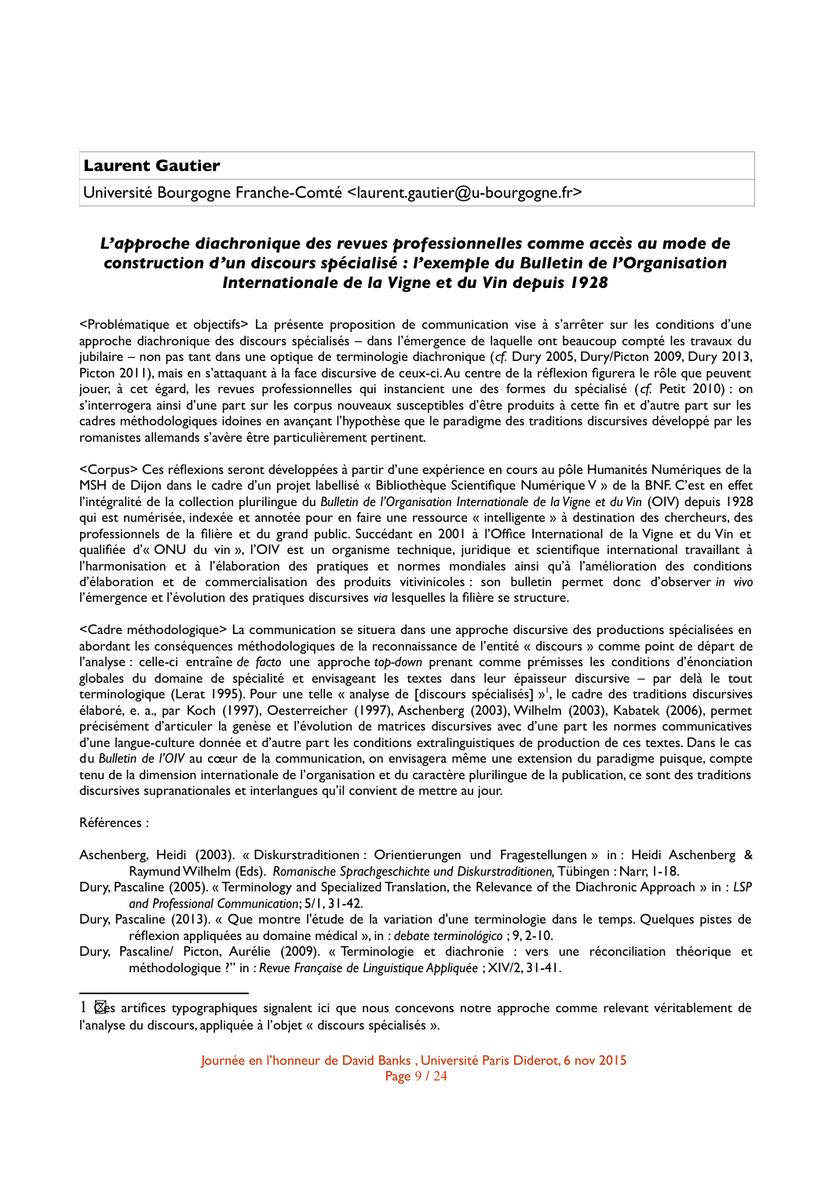**Laurent Gautier**

Université Bourgogne Franche-Comté <laurent.gautier@u-bourgogne.fr>

## *L'approche diachronique des revues professionnelles comme accès au mode de construction d'un discours spécialisé : l'exemple du Bulletin de l'Organisation Internationale de la Vigne et du Vin depuis 1928*

<Problématique et objectifs> La présente proposition de communication vise à s'arrêter sur les conditions d'une approche diachronique des discours spécialisés – dans l'émergence de laquelle ont beaucoup compté les travaux du jubilaire – non pas tant dans une optique de terminologie diachronique (*cf.* Dury 2005, Dury/Picton 2009, Dury 2013, Picton 2011), mais en s'attaquant à la face discursive de ceux-ci. Au centre de la réflexion figurera le rôle que peuvent jouer, à cet égard, les revues professionnelles qui instancient une des formes du spécialisé (*cf.* Petit 2010) : on s'interrogera ainsi d'une part sur les corpus nouveaux susceptibles d'être produits à cette fin et d'autre part sur les cadres méthodologiques idoines en avançant l'hypothèse que le paradigme des traditions discursives développé par les romanistes allemands s'avère être particulièrement pertinent.

<Corpus> Ces réflexions seront développées à partir d'une expérience en cours au pôle Humanités Numériques de la MSH de Dijon dans le cadre d'un projet labellisé « Bibliothèque Scientifique Numérique V » de la BNF. C'est en effet l'intégralité de la collection plurilingue du *Bulletin de l'Organisation Internationale de la Vigne et du Vin* (OIV) depuis 1928 qui est numérisée, indexée et annotée pour en faire une ressource « intelligente » à destination des chercheurs, des professionnels de la filière et du grand public. Succédant en 2001 à l'Office International de la Vigne et du Vin et qualifiée d'« ONU du vin », l'OIV est un organisme technique, juridique et scientifique international travaillant à l'harmonisation et à l'élaboration des pratiques et normes mondiales ainsi qu'à l'amélioration des conditions d'élaboration et de commercialisation des produits vitivinicoles : son bulletin permet donc d'observer *in vivo* l'émergence et l'évolution des pratiques discursives *via* lesquelles la filière se structure.

<Cadre méthodologique> La communication se situera dans une approche discursive des productions spécialisées en abordant les conséquences méthodologiques de la reconnaissance de l'entité « discours » comme point de départ de l'analyse : celle-ci entraîne *de facto* une approche *top-down* prenant comme prémisses les conditions d'énonciation globales du domaine de spécialité et envisageant les textes dans leur épaisseur discursive – par delà le tout terminologique (Lerat 1995). Pour une telle « analyse de [discours spécialisés] »[1], le cadre des traditions discursives élaboré, e. a., par Koch (1997), Oesterreicher (1997), Aschenberg (2003), Wilhelm (2003), Kabatek (2006), permet précisément d'articuler la genèse et l'évolution de matrices discursives avec d'une part les normes communicatives d'une langue-culture donnée et d'autre part les conditions extralinguistiques de production de ces textes. Dans le cas du *Bulletin de l'OIV* au cœur de la communication, on envisagera même une extension du paradigme puisque, compte tenu de la dimension internationale de l'organisation et du caractère plurilingue de la publication, ce sont des traditions discursives supranationales et interlangues qu'il convient de mettre au jour.

Références :

Aschenberg, Heidi (2003). « Diskurstraditionen : Orientierungen und Fragestellungen » in : Heidi Aschenberg & Raymund Wilhelm (Eds). *Romanische Sprachgeschichte und Diskurstraditionen,* Tübingen : Narr, 1-18.

Dury, Pascaline (2005). « Terminology and Specialized Translation, the Relevance of the Diachronic Approach » in : *LSP and Professional Communication*; 5/1, 31-42.

Dury, Pascaline (2013). « Que montre l'étude de la variation d'une terminologie dans le temps. Quelques pistes de réflexion appliquées au domaine médical », in : *debate terminológico* ; 9, 2-10.

Dury, Pascaline/ Picton, Aurélie (2009). « Terminologie et diachronie : vers une réconciliation théorique et méthodologique ?" in : *Revue Française de Linguistique Appliquée* ; XIV/2, 31-41.

---

[1] Ces artifices typographiques signalent ici que nous concevons notre approche comme relevant véritablement de l'analyse du discours, appliquée à l'objet « discours spécialisés ».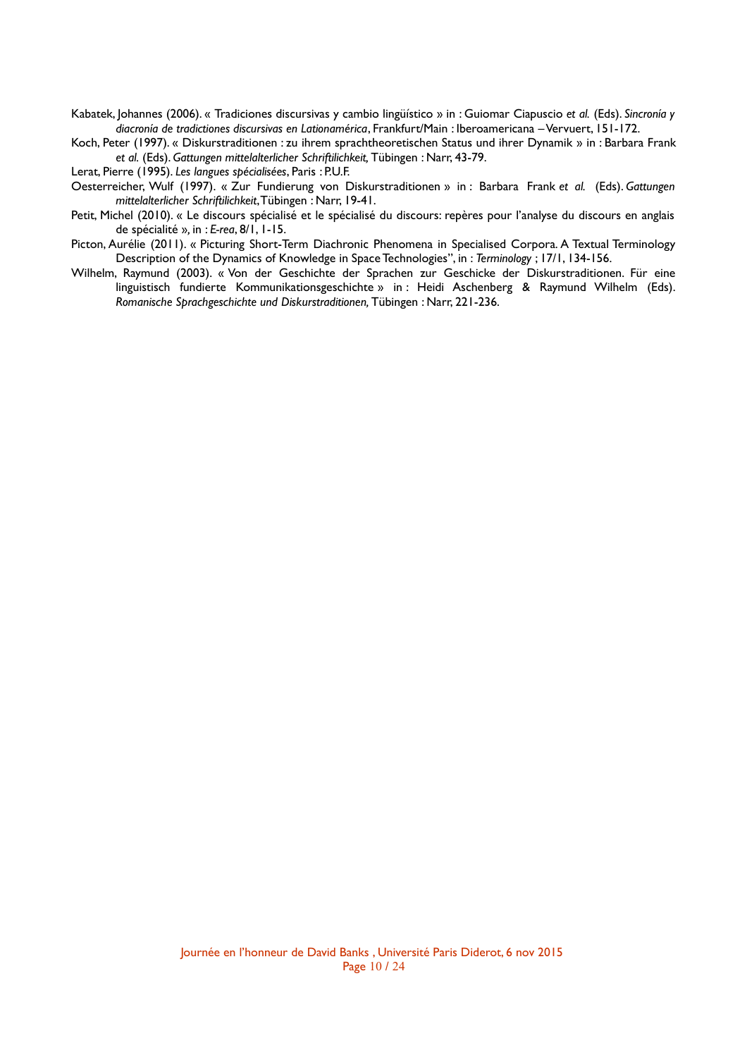Kabatek, Johannes (2006). « Tradiciones discursivas y cambio lingüístico » in : Guiomar Ciapuscio *et al.* (Eds). *Sincronía y diacronía de tradictiones discursivas en Lationamérica*, Frankfurt/Main : Iberoamericana – Vervuert, 151-172.

Koch, Peter (1997). « Diskurstraditionen : zu ihrem sprachtheoretischen Status und ihrer Dynamik » in : Barbara Frank *et al.* (Eds). *Gattungen mittelalterlicher Schriftilichkeit,* Tübingen : Narr, 43-79.

Lerat, Pierre (1995). *Les langues spécialisées*, Paris : P.U.F.

Oesterreicher, Wulf (1997). « Zur Fundierung von Diskurstraditionen » in : Barbara Frank *et al.* (Eds). *Gattungen mittelalterlicher Schriftilichkeit*, Tübingen : Narr, 19-41.

Petit, Michel (2010). « Le discours spécialisé et le spécialisé du discours: repères pour l'analyse du discours en anglais de spécialité », in : *E-rea*, 8/1, 1-15.

Picton, Aurélie (2011). « Picturing Short-Term Diachronic Phenomena in Specialised Corpora. A Textual Terminology Description of the Dynamics of Knowledge in Space Technologies'', in : *Terminology* ; 17/1, 134-156.

Wilhelm, Raymund (2003). « Von der Geschichte der Sprachen zur Geschicke der Diskurstraditionen. Für eine linguistisch fundierte Kommunikationsgeschichte » in : Heidi Aschenberg & Raymund Wilhelm (Eds). *Romanische Sprachgeschichte und Diskurstraditionen,* Tübingen : Narr, 221-236.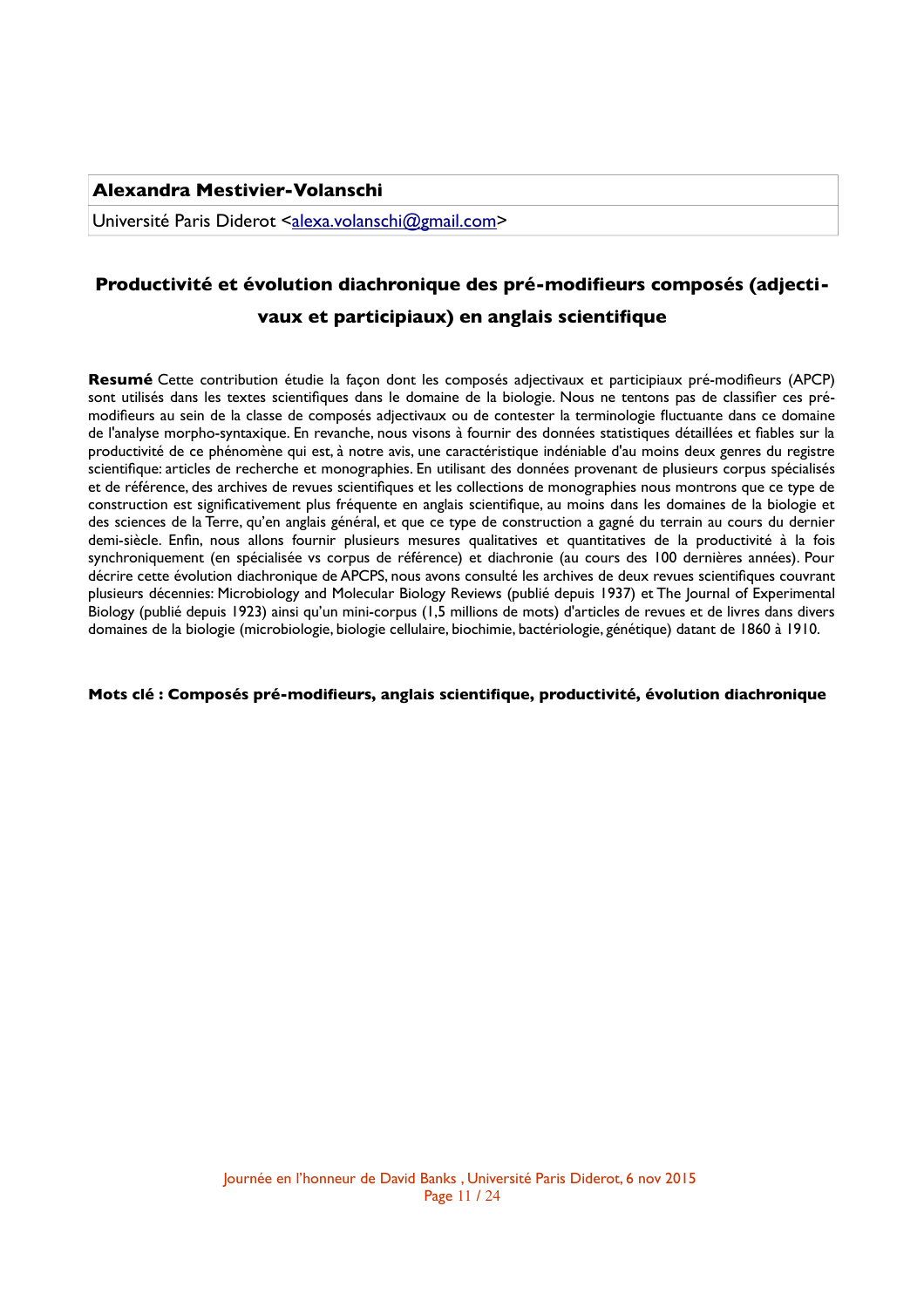**Alexandra Mestivier-Volanschi**

Université Paris Diderot <alexa.volanschi@gmail.com>

## Productivité et évolution diachronique des pré-modifieurs composés (adjectivaux et participiaux) en anglais scientifique

**Resumé** Cette contribution étudie la façon dont les composés adjectivaux et participiaux pré-modifieurs (APCP) sont utilisés dans les textes scientifiques dans le domaine de la biologie. Nous ne tentons pas de classifier ces pré-modifieurs au sein de la classe de composés adjectivaux ou de contester la terminologie fluctuante dans ce domaine de l'analyse morpho-syntaxique. En revanche, nous visons à fournir des données statistiques détaillées et fiables sur la productivité de ce phénomène qui est, à notre avis, une caractéristique indéniable d'au moins deux genres du registre scientifique: articles de recherche et monographies. En utilisant des données provenant de plusieurs corpus spécialisés et de référence, des archives de revues scientifiques et les collections de monographies nous montrons que ce type de construction est significativement plus fréquente en anglais scientifique, au moins dans les domaines de la biologie et des sciences de la Terre, qu'en anglais général, et que ce type de construction a gagné du terrain au cours du dernier demi-siècle. Enfin, nous allons fournir plusieurs mesures qualitatives et quantitatives de la productivité à la fois synchroniquement (en spécialisée vs corpus de référence) et diachronie (au cours des 100 dernières années). Pour décrire cette évolution diachronique de APCPS, nous avons consulté les archives de deux revues scientifiques couvrant plusieurs décennies: Microbiology and Molecular Biology Reviews (publié depuis 1937) et The Journal of Experimental Biology (publié depuis 1923) ainsi qu'un mini-corpus (1,5 millions de mots) d'articles de revues et de livres dans divers domaines de la biologie (microbiologie, biologie cellulaire, biochimie, bactériologie, génétique) datant de 1860 à 1910.

**Mots clé : Composés pré-modifieurs, anglais scientifique, productivité, évolution diachronique**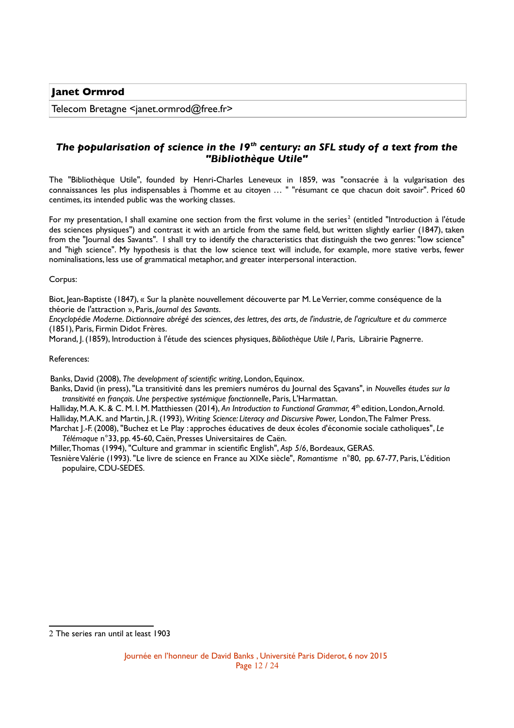**Janet Ormrod**

Telecom Bretagne <janet.ormrod@free.fr>

## *The popularisation of science in the 19^th^ century: an SFL study of a text from the "Bibliothèque Utile"*

The "Bibliothèque Utile", founded by Henri-Charles Leneveux in 1859, was "consacrée à la vulgarisation des connaissances les plus indispensables à l'homme et au citoyen … " "résumant ce que chacun doit savoir". Priced 60 centimes, its intended public was the working classes.

For my presentation, I shall examine one section from the first volume in the series[2] (entitled "Introduction à l'étude des sciences physiques") and contrast it with an article from the same field, but written slightly earlier (1847), taken from the "Journal des Savants". I shall try to identify the characteristics that distinguish the two genres: "low science" and "high science". My hypothesis is that the low science text will include, for example, more stative verbs, fewer nominalisations, less use of grammatical metaphor, and greater interpersonal interaction.

Corpus:

Biot, Jean-Baptiste (1847), « Sur la planète nouvellement découverte par M. Le Verrier, comme conséquence de la théorie de l'attraction », Paris, *Journal des Savants*.

*Encyclopédie Moderne. Dictionnaire abrégé des sciences, des lettres, des arts, de l'industrie, de l'agriculture et du commerce* (1851), Paris, Firmin Didot Frères.

Morand, J. (1859), Introduction à l'étude des sciences physiques, *Bibliothèque Utile I*, Paris, Librairie Pagnerre.

References:

Banks, David (2008), *The development of scientific writing*, London, Equinox.

Banks, David (in press), "La transitivité dans les premiers numéros du Journal des Sçavans", in *Nouvelles études sur la transitivité en français. Une perspective systémique fonctionnelle*, Paris, L'Harmattan.

Halliday, M. A. K. & C. M. I. M. Matthiessen (2014), *An Introduction to Functional Grammar,* 4th edition, London, Arnold.

Halliday, M.A.K. and Martin, J.R. (1993), *Writing Science: Literacy and Discursive Power,* London, The Falmer Press.

Marchat J.-F. (2008), "Buchez et Le Play : approches éducatives de deux écoles d'économie sociale catholiques", *Le Télémaque* n°33, pp. 45-60, Caën, Presses Universitaires de Caën.

Miller, Thomas (1994), "Culture and grammar in scientific English", *Asp 5/6*, Bordeaux, GERAS.

Tesnière Valérie (1993). "Le livre de science en France au XIXe siècle", *Romantisme* n°80, pp. 67-77, Paris, L'édition populaire, CDU-SEDES.

---

2 The series ran until at least 1903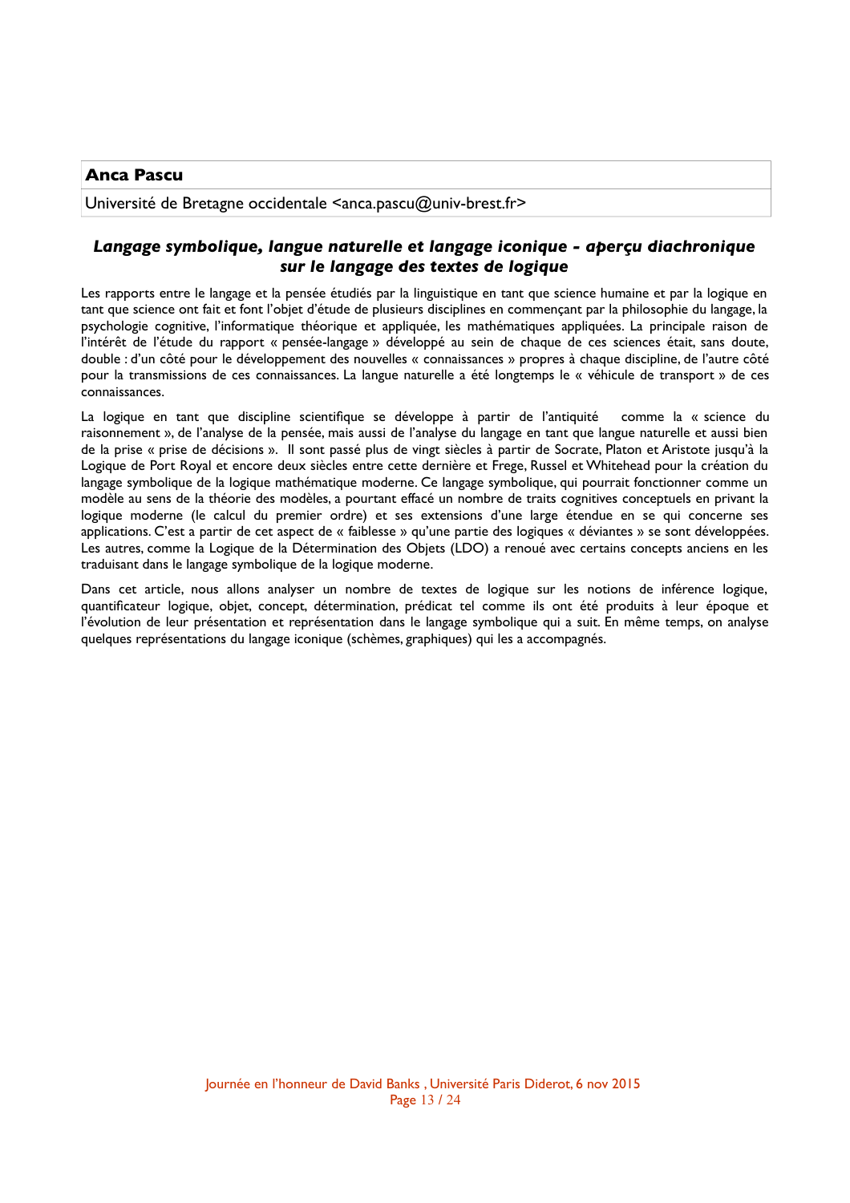**Anca Pascu**

Université de Bretagne occidentale <anca.pascu@univ-brest.fr>

## *Langage symbolique, langue naturelle et langage iconique - aperçu diachronique sur le langage des textes de logique*

Les rapports entre le langage et la pensée étudiés par la linguistique en tant que science humaine et par la logique en tant que science ont fait et font l'objet d'étude de plusieurs disciplines en commençant par la philosophie du langage, la psychologie cognitive, l'informatique théorique et appliquée, les mathématiques appliquées. La principale raison de l'intérêt de l'étude du rapport « pensée-langage » développé au sein de chaque de ces sciences était, sans doute, double : d'un côté pour le développement des nouvelles « connaissances » propres à chaque discipline, de l'autre côté pour la transmissions de ces connaissances. La langue naturelle a été longtemps le « véhicule de transport » de ces connaissances.

La logique en tant que discipline scientifique se développe à partir de l'antiquité comme la « science du raisonnement », de l'analyse de la pensée, mais aussi de l'analyse du langage en tant que langue naturelle et aussi bien de la prise « prise de décisions ». Il sont passé plus de vingt siècles à partir de Socrate, Platon et Aristote jusqu'à la Logique de Port Royal et encore deux siècles entre cette dernière et Frege, Russel et Whitehead pour la création du langage symbolique de la logique mathématique moderne. Ce langage symbolique, qui pourrait fonctionner comme un modèle au sens de la théorie des modèles, a pourtant effacé un nombre de traits cognitives conceptuels en privant la logique moderne (le calcul du premier ordre) et ses extensions d'une large étendue en se qui concerne ses applications. C'est a partir de cet aspect de « faiblesse » qu'une partie des logiques « déviantes » se sont développées. Les autres, comme la Logique de la Détermination des Objets (LDO) a renoué avec certains concepts anciens en les traduisant dans le langage symbolique de la logique moderne.

Dans cet article, nous allons analyser un nombre de textes de logique sur les notions de inférence logique, quantificateur logique, objet, concept, détermination, prédicat tel comme ils ont été produits à leur époque et l'évolution de leur présentation et représentation dans le langage symbolique qui a suit. En même temps, on analyse quelques représentations du langage iconique (schèmes, graphiques) qui les a accompagnés.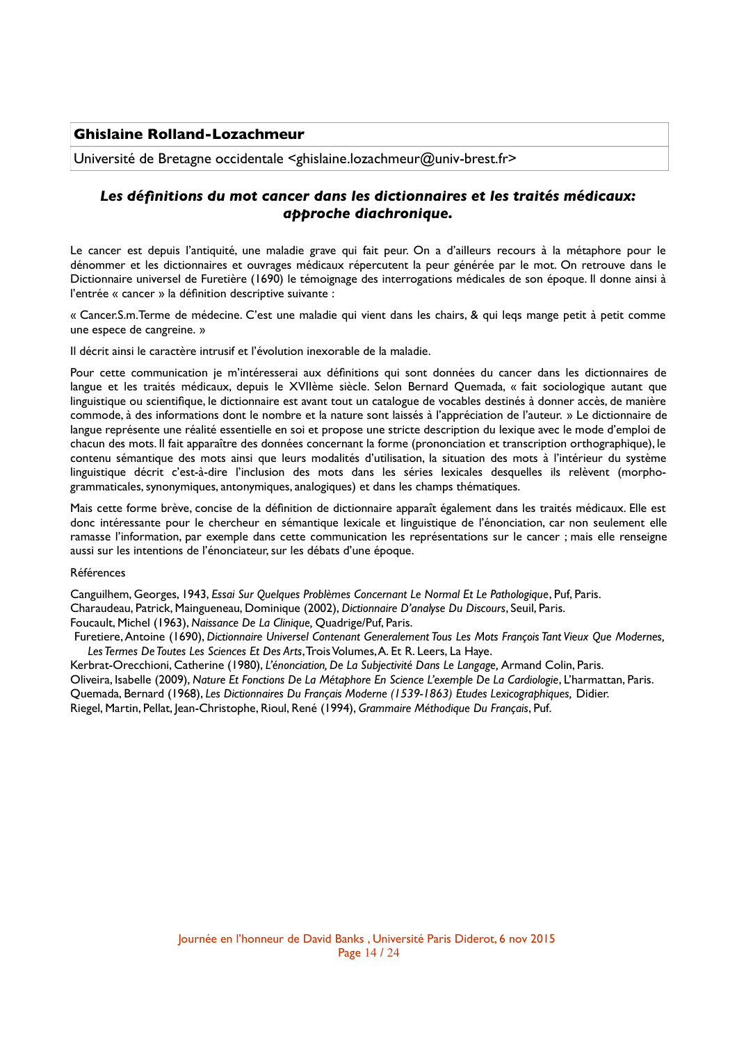**Ghislaine Rolland-Lozachmeur**

Université de Bretagne occidentale <ghislaine.lozachmeur@univ-brest.fr>

## *Les définitions du mot cancer dans les dictionnaires et les traités médicaux: approche diachronique.*

Le cancer est depuis l'antiquité, une maladie grave qui fait peur. On a d'ailleurs recours à la métaphore pour le dénommer et les dictionnaires et ouvrages médicaux répercutent la peur générée par le mot. On retrouve dans le Dictionnaire universel de Furetière (1690) le témoignage des interrogations médicales de son époque. Il donne ainsi à l'entrée « cancer » la définition descriptive suivante :

« Cancer.S.m.Terme de médecine. C'est une maladie qui vient dans les chairs, & qui leqs mange petit à petit comme une espece de cangreine. »

Il décrit ainsi le caractère intrusif et l'évolution inexorable de la maladie.

Pour cette communication je m'intéresserai aux définitions qui sont données du cancer dans les dictionnaires de langue et les traités médicaux, depuis le XVIIème siècle. Selon Bernard Quemada, « fait sociologique autant que linguistique ou scientifique, le dictionnaire est avant tout un catalogue de vocables destinés à donner accès, de manière commode, à des informations dont le nombre et la nature sont laissés à l'appréciation de l'auteur. » Le dictionnaire de langue représente une réalité essentielle en soi et propose une stricte description du lexique avec le mode d'emploi de chacun des mots. Il fait apparaître des données concernant la forme (prononciation et transcription orthographique), le contenu sémantique des mots ainsi que leurs modalités d'utilisation, la situation des mots à l'intérieur du système linguistique décrit c'est-à-dire l'inclusion des mots dans les séries lexicales desquelles ils relèvent (morpho-grammaticales, synonymiques, antonymiques, analogiques) et dans les champs thématiques.

Mais cette forme brève, concise de la définition de dictionnaire apparaît également dans les traités médicaux. Elle est donc intéressante pour le chercheur en sémantique lexicale et linguistique de l'énonciation, car non seulement elle ramasse l'information, par exemple dans cette communication les représentations sur le cancer ; mais elle renseigne aussi sur les intentions de l'énonciateur, sur les débats d'une époque.

Références

Canguilhem, Georges, 1943, *Essai Sur Quelques Problèmes Concernant Le Normal Et Le Pathologique*, Puf, Paris.
Charaudeau, Patrick, Mainguenau, Dominique (2002), *Dictionnaire D'analyse Du Discours*, Seuil, Paris.
Foucault, Michel (1963), *Naissance De La Clinique,* Quadrige/Puf, Paris.
Furetiere, Antoine (1690), *Dictionnaire Universel Contenant Generalement Tous Les Mots François Tant Vieux Que Modernes, Les Termes De Toutes Les Sciences Et Des Arts*, Trois Volumes, A. Et R. Leers, La Haye.
Kerbrat-Orecchioni, Catherine (1980), *L'énonciation, De La Subjectivité Dans Le Langage,* Armand Colin, Paris.
Oliveira, Isabelle (2009), *Nature Et Fonctions De La Métaphore En Science L'exemple De La Cardiologie*, L'harmattan, Paris.
Quemada, Bernard (1968), *Les Dictionnaires Du Français Moderne (1539-1863) Etudes Lexicographiques,* Didier.
Riegel, Martin, Pellat, Jean-Christophe, Rioul, René (1994), *Grammaire Méthodique Du Français*, Puf.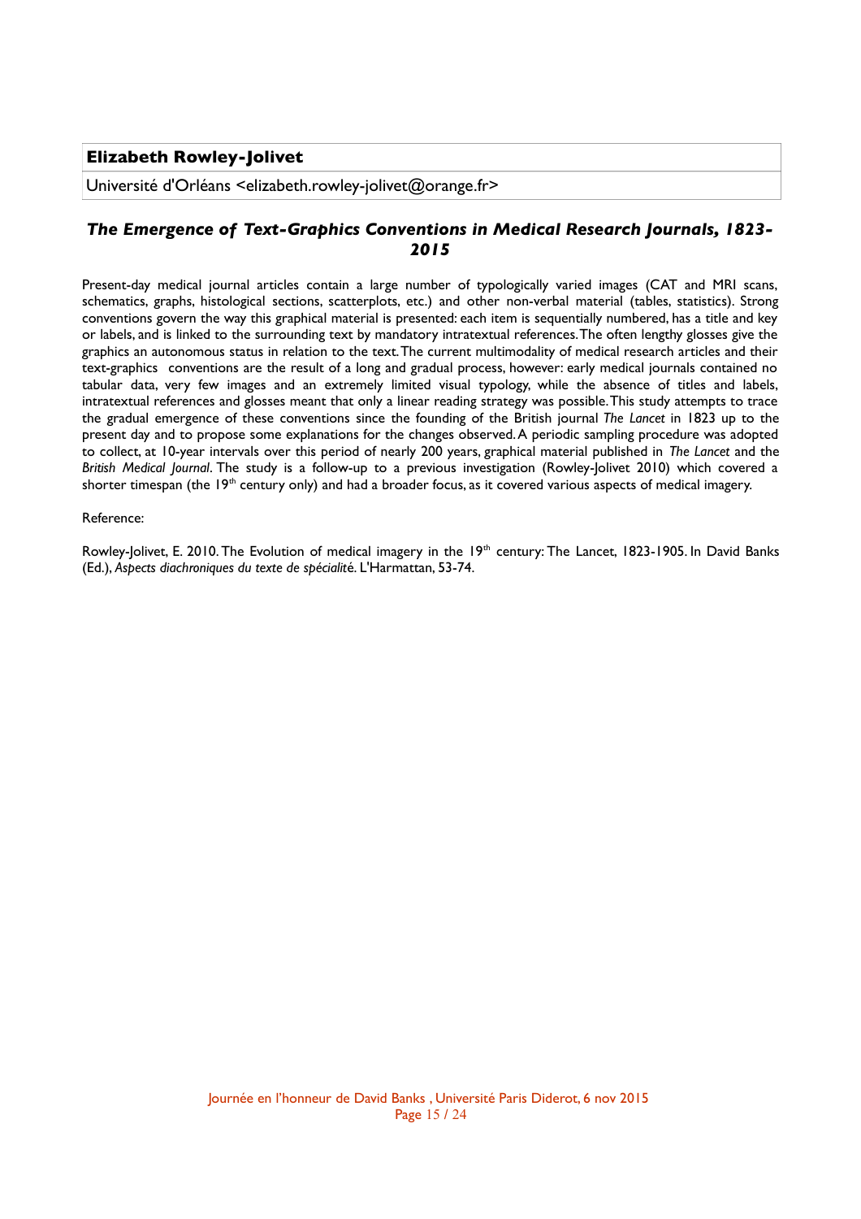**Elizabeth Rowley-Jolivet**

Université d'Orléans <elizabeth.rowley-jolivet@orange.fr>

## *The Emergence of Text-Graphics Conventions in Medical Research Journals, 1823-2015*

Present-day medical journal articles contain a large number of typologically varied images (CAT and MRI scans, schematics, graphs, histological sections, scatterplots, etc.) and other non-verbal material (tables, statistics). Strong conventions govern the way this graphical material is presented: each item is sequentially numbered, has a title and key or labels, and is linked to the surrounding text by mandatory intratextual references. The often lengthy glosses give the graphics an autonomous status in relation to the text. The current multimodality of medical research articles and their text-graphics conventions are the result of a long and gradual process, however: early medical journals contained no tabular data, very few images and an extremely limited visual typology, while the absence of titles and labels, intratextual references and glosses meant that only a linear reading strategy was possible. This study attempts to trace the gradual emergence of these conventions since the founding of the British journal *The Lancet* in 1823 up to the present day and to propose some explanations for the changes observed. A periodic sampling procedure was adopted to collect, at 10-year intervals over this period of nearly 200 years, graphical material published in *The Lancet* and the *British Medical Journal*. The study is a follow-up to a previous investigation (Rowley-Jolivet 2010) which covered a shorter timespan (the 19th century only) and had a broader focus, as it covered various aspects of medical imagery.

Reference:

Rowley-Jolivet, E. 2010. The Evolution of medical imagery in the 19th century: The Lancet, 1823-1905. In David Banks (Ed.), *Aspects diachroniques du texte de spécialité*. L'Harmattan, 53-74.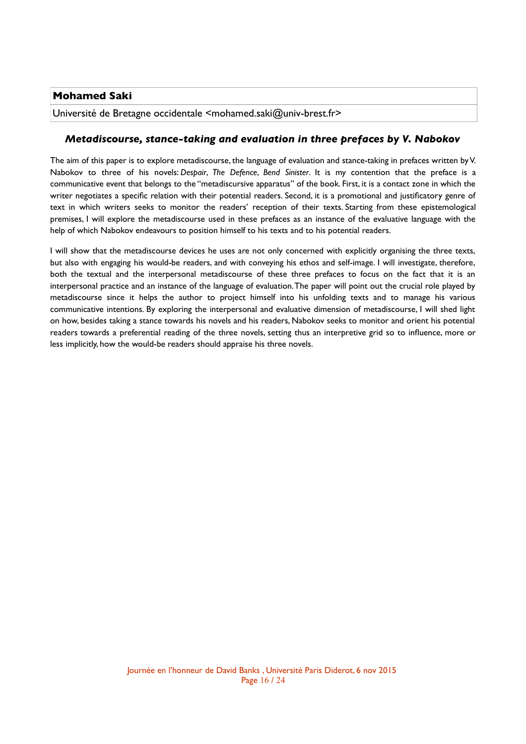**Mohamed Saki**

Université de Bretagne occidentale <mohamed.saki@univ-brest.fr>

## *Metadiscourse, stance-taking and evaluation in three prefaces by V. Nabokov*

The aim of this paper is to explore metadiscourse, the language of evaluation and stance-taking in prefaces written by V. Nabokov to three of his novels: *Despair*, *The Defence*, *Bend Sinister*. It is my contention that the preface is a communicative event that belongs to the "metadiscursive apparatus" of the book. First, it is a contact zone in which the writer negotiates a specific relation with their potential readers. Second, it is a promotional and justificatory genre of text in which writers seeks to monitor the readers' reception of their texts. Starting from these epistemological premises, I will explore the metadiscourse used in these prefaces as an instance of the evaluative language with the help of which Nabokov endeavours to position himself to his texts and to his potential readers.

I will show that the metadiscourse devices he uses are not only concerned with explicitly organising the three texts, but also with engaging his would-be readers, and with conveying his ethos and self-image. I will investigate, therefore, both the textual and the interpersonal metadiscourse of these three prefaces to focus on the fact that it is an interpersonal practice and an instance of the language of evaluation. The paper will point out the crucial role played by metadiscourse since it helps the author to project himself into his unfolding texts and to manage his various communicative intentions. By exploring the interpersonal and evaluative dimension of metadiscourse, I will shed light on how, besides taking a stance towards his novels and his readers, Nabokov seeks to monitor and orient his potential readers towards a preferential reading of the three novels, setting thus an interpretive grid so to influence, more or less implicitly, how the would-be readers should appraise his three novels.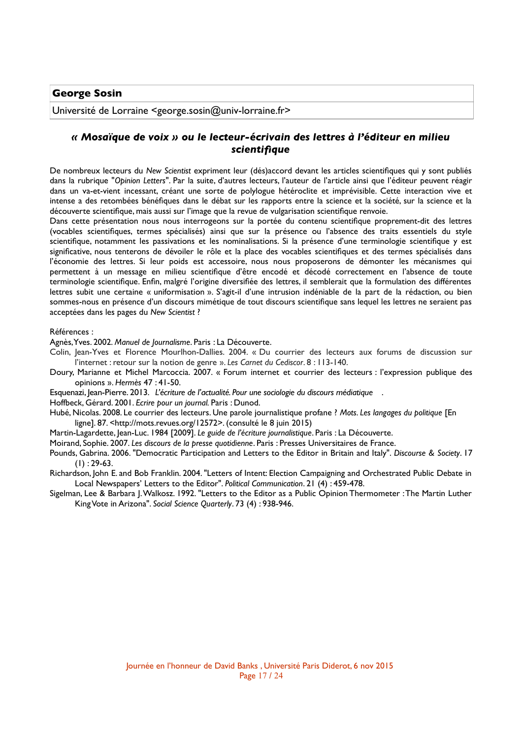**George Sosin**

Université de Lorraine <george.sosin@univ-lorraine.fr>

## *« Mosaïque de voix » ou le lecteur-écrivain des lettres à l'éditeur en milieu scientifique*

De nombreux lecteurs du *New Scientist* expriment leur (dés)accord devant les articles scientifiques qui y sont publiés dans la rubrique "*Opinion Letters*". Par la suite, d'autres lecteurs, l'auteur de l'article ainsi que l'éditeur peuvent réagir dans un va-et-vient incessant, créant une sorte de polylogue hétéroclite et imprévisible. Cette interaction vive et intense a des retombées bénéfiques dans le débat sur les rapports entre la science et la société, sur la science et la découverte scientifique, mais aussi sur l'image que la revue de vulgarisation scientifique renvoie.

Dans cette présentation nous nous interrogeons sur la portée du contenu scientifique proprement-dit des lettres (vocables scientifiques, termes spécialisés) ainsi que sur la présence ou l'absence des traits essentiels du style scientifique, notamment les passivations et les nominalisations. Si la présence d'une terminologie scientifique y est significative, nous tenterons de dévoiler le rôle et la place des vocables scientifiques et des termes spécialisés dans l'économie des lettres. Si leur poids est accessoire, nous nous proposerons de démonter les mécanismes qui permettent à un message en milieu scientifique d'être encodé et décodé correctement en l'absence de toute terminologie scientifique. Enfin, malgré l'origine diversifiée des lettres, il semblerait que la formulation des différentes lettres subit une certaine « uniformisation ». S'agit-il d'une intrusion indéniable de la part de la rédaction, ou bien sommes-nous en présence d'un discours mimétique de tout discours scientifique sans lequel les lettres ne seraient pas acceptées dans les pages du *New Scientist* ?

Références :

Agnès, Yves. 2002. *Manuel de Journalisme*. Paris : La Découverte.

Colin, Jean-Yves et Florence Mourlhon-Dallies. 2004. « Du courrier des lecteurs aux forums de discussion sur l'internet : retour sur la notion de genre ». *Les Carnet du Cediscor*. 8 : 113-140.

Doury, Marianne et Michel Marcoccia. 2007. « Forum internet et courrier des lecteurs : l'expression publique des opinions ». *Hermès* 47 : 41-50.

Esquenazi, Jean-Pierre. 2013. *L'écriture de l'actualité. Pour une sociologie du discours médiatique* .

Hoffbeck, Gérard. 2001. *Ecrire pour un journal.* Paris : Dunod.

Hubé, Nicolas. 2008. Le courrier des lecteurs. Une parole journalistique profane ? *Mots. Les langages du politique* [En ligne]. 87. <http://mots.revues.org/12572>. (consulté le 8 juin 2015)

Martin-Lagardette, Jean-Luc. 1984 [2009]. *Le guide de l'écriture journalistique*. Paris : La Découverte.

Moirand, Sophie. 2007. *Les discours de la presse quotidienne*. Paris : Presses Universitaires de France.

Pounds, Gabrina. 2006. "Democratic Participation and Letters to the Editor in Britain and Italy". *Discourse & Society*. 17 (1) : 29-63.

Richardson, John E. and Bob Franklin. 2004. "Letters of Intent: Election Campaigning and Orchestrated Public Debate in Local Newspapers' Letters to the Editor". *Political Communication*. 21 (4) : 459-478.

Sigelman, Lee & Barbara J. Walkosz. 1992. "Letters to the Editor as a Public Opinion Thermometer : The Martin Luther King Vote in Arizona". *Social Science Quarterly*. 73 (4) : 938-946.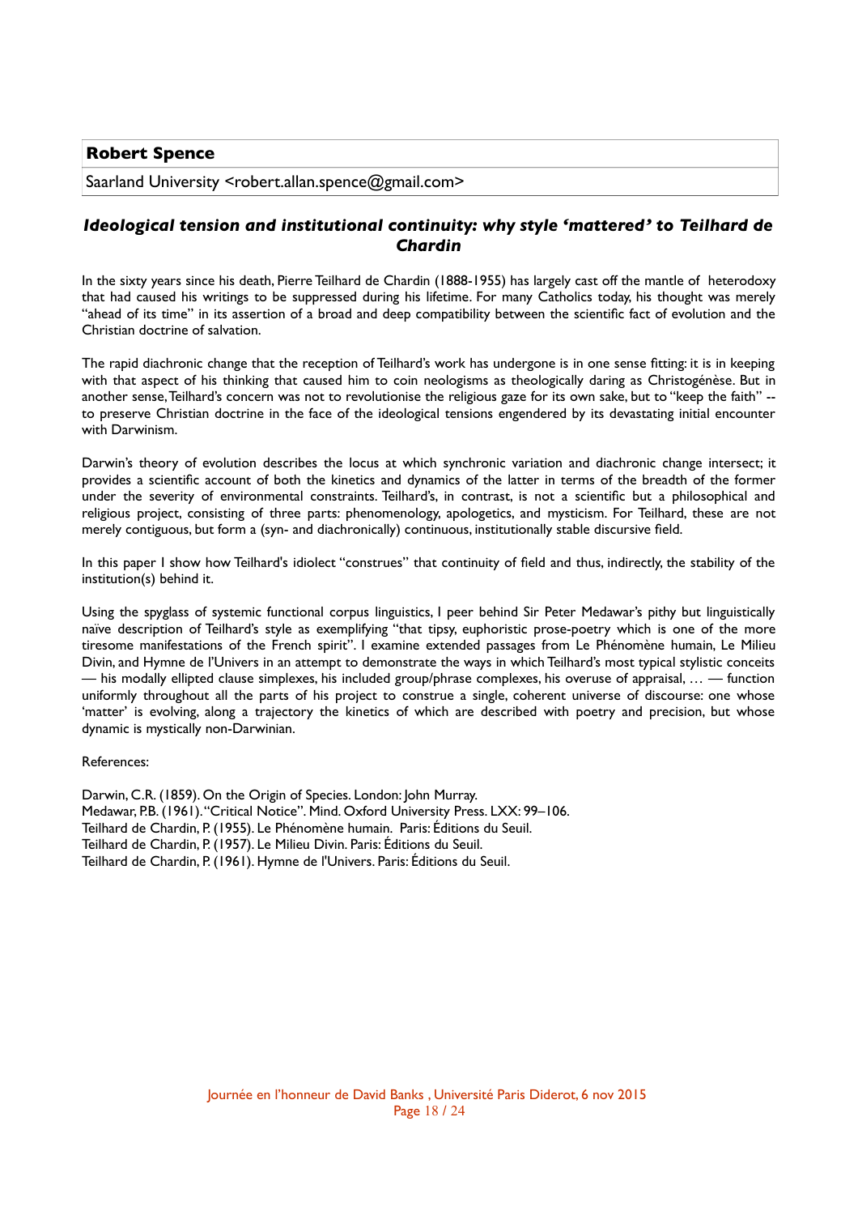**Robert Spence**

Saarland University <robert.allan.spence@gmail.com>

## *Ideological tension and institutional continuity: why style 'mattered' to Teilhard de Chardin*

In the sixty years since his death, Pierre Teilhard de Chardin (1888-1955) has largely cast off the mantle of heterodoxy that had caused his writings to be suppressed during his lifetime. For many Catholics today, his thought was merely "ahead of its time" in its assertion of a broad and deep compatibility between the scientific fact of evolution and the Christian doctrine of salvation.

The rapid diachronic change that the reception of Teilhard's work has undergone is in one sense fitting: it is in keeping with that aspect of his thinking that caused him to coin neologisms as theologically daring as Christogénèse. But in another sense, Teilhard's concern was not to revolutionise the religious gaze for its own sake, but to "keep the faith" -- to preserve Christian doctrine in the face of the ideological tensions engendered by its devastating initial encounter with Darwinism.

Darwin's theory of evolution describes the locus at which synchronic variation and diachronic change intersect; it provides a scientific account of both the kinetics and dynamics of the latter in terms of the breadth of the former under the severity of environmental constraints. Teilhard's, in contrast, is not a scientific but a philosophical and religious project, consisting of three parts: phenomenology, apologetics, and mysticism. For Teilhard, these are not merely contiguous, but form a (syn- and diachronically) continuous, institutionally stable discursive field.

In this paper I show how Teilhard's idiolect "construes" that continuity of field and thus, indirectly, the stability of the institution(s) behind it.

Using the spyglass of systemic functional corpus linguistics, I peer behind Sir Peter Medawar's pithy but linguistically naïve description of Teilhard's style as exemplifying "that tipsy, euphoristic prose-poetry which is one of the more tiresome manifestations of the French spirit". I examine extended passages from Le Phénomène humain, Le Milieu Divin, and Hymne de l'Univers in an attempt to demonstrate the ways in which Teilhard's most typical stylistic conceits — his modally ellipted clause simplexes, his included group/phrase complexes, his overuse of appraisal, … — function uniformly throughout all the parts of his project to construe a single, coherent universe of discourse: one whose 'matter' is evolving, along a trajectory the kinetics of which are described with poetry and precision, but whose dynamic is mystically non-Darwinian.

References:

Darwin, C.R. (1859). On the Origin of Species. London: John Murray.
Medawar, P.B. (1961). "Critical Notice". Mind. Oxford University Press. LXX: 99–106.
Teilhard de Chardin, P. (1955). Le Phénomène humain. Paris: Éditions du Seuil.
Teilhard de Chardin, P. (1957). Le Milieu Divin. Paris: Éditions du Seuil.
Teilhard de Chardin, P. (1961). Hymne de l'Univers. Paris: Éditions du Seuil.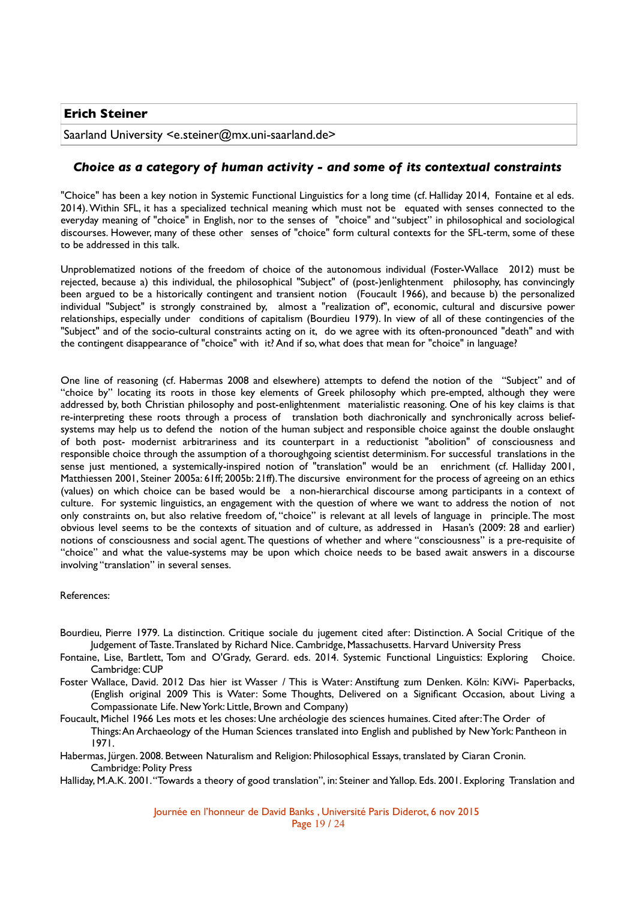**Erich Steiner**

Saarland University <e.steiner@mx.uni-saarland.de>

## *Choice as a category of human activity - and some of its contextual constraints*

"Choice" has been a key notion in Systemic Functional Linguistics for a long time (cf. Halliday 2014, Fontaine et al eds. 2014). Within SFL, it has a specialized technical meaning which must not be equated with senses connected to the everyday meaning of "choice" in English, nor to the senses of "choice" and "subject" in philosophical and sociological discourses. However, many of these other senses of "choice" form cultural contexts for the SFL-term, some of these to be addressed in this talk.

Unproblematized notions of the freedom of choice of the autonomous individual (Foster-Wallace 2012) must be rejected, because a) this individual, the philosophical "Subject" of (post-)enlightenment philosophy, has convincingly been argued to be a historically contingent and transient notion (Foucault 1966), and because b) the personalized individual "Subject" is strongly constrained by, almost a "realization of", economic, cultural and discursive power relationships, especially under conditions of capitalism (Bourdieu 1979). In view of all of these contingencies of the "Subject" and of the socio-cultural constraints acting on it, do we agree with its often-pronounced "death" and with the contingent disappearance of "choice" with it? And if so, what does that mean for "choice" in language?

One line of reasoning (cf. Habermas 2008 and elsewhere) attempts to defend the notion of the "Subject" and of "choice by" locating its roots in those key elements of Greek philosophy which pre-empted, although they were addressed by, both Christian philosophy and post-enlightenment materialistic reasoning. One of his key claims is that re-interpreting these roots through a process of translation both diachronically and synchronically across belief-systems may help us to defend the notion of the human subject and responsible choice against the double onslaught of both post- modernist arbitrariness and its counterpart in a reductionist "abolition" of consciousness and responsible choice through the assumption of a thoroughgoing scientist determinism. For successful translations in the sense just mentioned, a systemically-inspired notion of "translation" would be an enrichment (cf. Halliday 2001, Matthiessen 2001, Steiner 2005a: 61ff; 2005b: 21ff). The discursive environment for the process of agreeing on an ethics (values) on which choice can be based would be a non-hierarchical discourse among participants in a context of culture. For systemic linguistics, an engagement with the question of where we want to address the notion of not only constraints on, but also relative freedom of, "choice" is relevant at all levels of language in principle. The most obvious level seems to be the contexts of situation and of culture, as addressed in Hasan's (2009: 28 and earlier) notions of consciousness and social agent. The questions of whether and where "consciousness" is a pre-requisite of "choice" and what the value-systems may be upon which choice needs to be based await answers in a discourse involving "translation" in several senses.

References:

Bourdieu, Pierre 1979. La distinction. Critique sociale du jugement cited after: Distinction. A Social Critique of the Judgement of Taste. Translated by Richard Nice. Cambridge, Massachusetts. Harvard University Press

Fontaine, Lise, Bartlett, Tom and O'Grady, Gerard. eds. 2014. Systemic Functional Linguistics: Exploring Choice. Cambridge: CUP

Foster Wallace, David. 2012 Das hier ist Wasser / This is Water: Anstiftung zum Denken. Köln: KiWi- Paperbacks, (English original 2009 This is Water: Some Thoughts, Delivered on a Significant Occasion, about Living a Compassionate Life. New York: Little, Brown and Company)

Foucault, Michel 1966 Les mots et les choses: Une archéologie des sciences humaines. Cited after: The Order of Things: An Archaeology of the Human Sciences translated into English and published by New York: Pantheon in 1971.

Habermas, Jürgen. 2008. Between Naturalism and Religion: Philosophical Essays, translated by Ciaran Cronin. Cambridge: Polity Press

Halliday, M.A.K. 2001. "Towards a theory of good translation", in: Steiner and Yallop. Eds. 2001. Exploring Translation and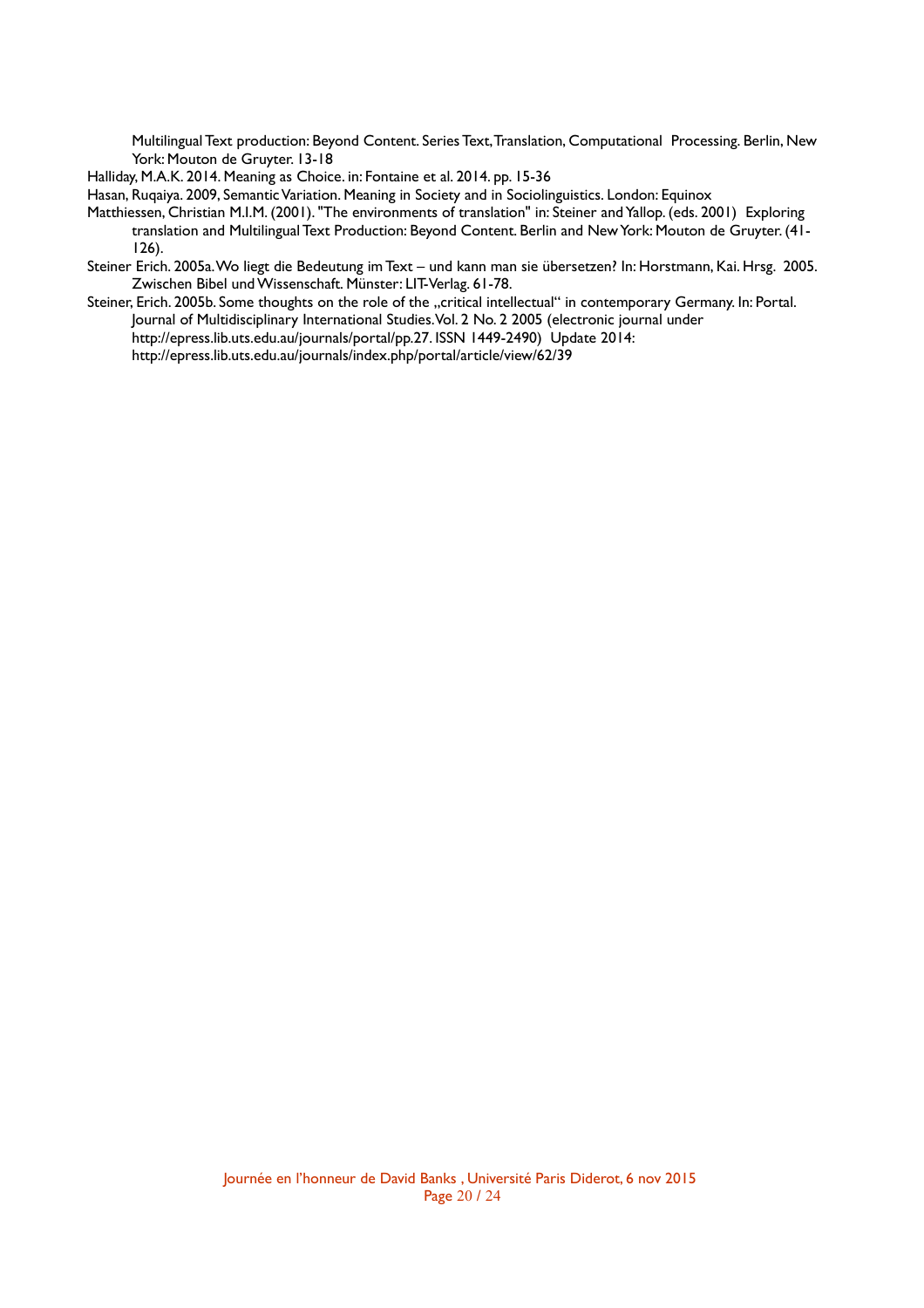Multilingual Text production: Beyond Content. Series Text, Translation, Computational Processing. Berlin, New York: Mouton de Gruyter. 13-18

Halliday, M.A.K. 2014. Meaning as Choice. in: Fontaine et al. 2014. pp. 15-36

Hasan, Ruqaiya. 2009, Semantic Variation. Meaning in Society and in Sociolinguistics. London: Equinox

Matthiessen, Christian M.I.M. (2001). "The environments of translation" in: Steiner and Yallop. (eds. 2001) Exploring translation and Multilingual Text Production: Beyond Content. Berlin and New York: Mouton de Gruyter. (41-126).

Steiner Erich. 2005a. Wo liegt die Bedeutung im Text – und kann man sie übersetzen? In: Horstmann, Kai. Hrsg. 2005. Zwischen Bibel und Wissenschaft. Münster: LIT-Verlag. 61-78.

Steiner, Erich. 2005b. Some thoughts on the role of the „critical intellectual" in contemporary Germany. In: Portal. Journal of Multidisciplinary International Studies. Vol. 2 No. 2 2005 (electronic journal under http://epress.lib.uts.edu.au/journals/portal/pp.27. ISSN 1449-2490) Update 2014: http://epress.lib.uts.edu.au/journals/index.php/portal/article/view/62/39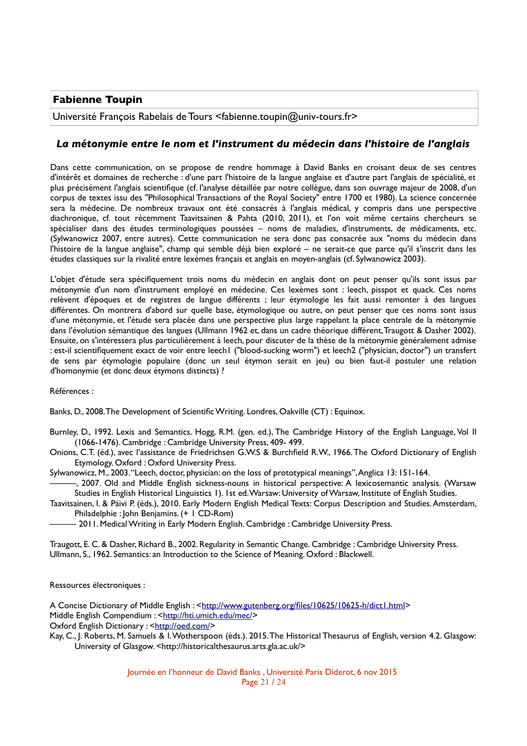**Fabienne Toupin**

Université François Rabelais de Tours <fabienne.toupin@univ-tours.fr>

## *La métonymie entre le nom et l'instrument du médecin dans l'histoire de l'anglais*

Dans cette communication, on se propose de rendre hommage à David Banks en croisant deux de ses centres d'intérêt et domaines de recherche : d'une part l'histoire de la langue anglaise et d'autre part l'anglais de spécialité, et plus précisément l'anglais scientifique (cf. l'analyse détaillée par notre collègue, dans son ouvrage majeur de 2008, d'un corpus de textes issu des "Philosophical Transactions of the Royal Society" entre 1700 et 1980). La science concernée sera la médecine. De nombreux travaux ont été consacrés à l'anglais médical, y compris dans une perspective diachronique, cf. tout récemment Taavitsainen & Pahta (2010, 2011), et l'on voit même certains chercheurs se spécialiser dans des études terminologiques poussées – noms de maladies, d'instruments, de médicaments, etc. (Sylwanowicz 2007, entre autres). Cette communication ne sera donc pas consacrée aux "noms du médecin dans l'histoire de la langue anglaise", champ qui semble déjà bien exploré – ne serait-ce que parce qu'il s'inscrit dans les études classiques sur la rivalité entre lexèmes français et anglais en moyen-anglais (cf. Sylwanowicz 2003).

L'objet d'étude sera spécifiquement trois noms du médecin en anglais dont on peut penser qu'ils sont issus par métonymie d'un nom d'instrument employé en médecine. Ces lexèmes sont : leech, pisspot et quack. Ces noms relèvent d'époques et de registres de langue différents ; leur étymologie les fait aussi remonter à des langues différentes. On montrera d'abord sur quelle base, étymologique ou autre, on peut penser que ces noms sont issus d'une métonymie, et l'étude sera placée dans une perspective plus large rappelant la place centrale de la métonymie dans l'évolution sémantique des langues (Ullmann 1962 et, dans un cadre théorique différent, Traugott & Dasher 2002). Ensuite, on s'intéressera plus particulièrement à leech, pour discuter de la thèse de la métonymie généralement admise : est-il scientifiquement exact de voir entre leech1 ("blood-sucking worm") et leech2 ("physician, doctor") un transfert de sens par étymologie populaire (donc un seul étymon serait en jeu) ou bien faut-il postuler une relation d'homonymie (et donc deux étymons distincts) ?

Références :

Banks, D., 2008. The Development of Scientific Writing. Londres, Oakville (CT) : Equinox.

Burnley, D., 1992. Lexis and Semantics. Hogg, R.M. (gen. ed.), The Cambridge History of the English Language, Vol II (1066-1476). Cambridge : Cambridge University Press, 409- 499.

Onions, C.T. (éd.), avec l'assistance de Friedrichsen G.W.S & Burchfield R.W., 1966. The Oxford Dictionary of English Etymology. Oxford : Oxford University Press.

Sylwanowicz, M., 2003. "Leech, doctor, physician: on the loss of prototypical meanings", Anglica 13: 151-164.

———, 2007. Old and Middle English sickness-nouns in historical perspective: A lexicosemantic analysis. (Warsaw Studies in English Historical Linguistics 1). 1st ed. Warsaw: University of Warsaw, Institute of English Studies.

Taavitsainen, I. & Päivi P. (éds.), 2010. Early Modern English Medical Texts: Corpus Description and Studies. Amsterdam, Philadelphie : John Benjamins. (+ 1 CD-Rom)

——— 2011. Medical Writing in Early Modern English. Cambridge : Cambridge University Press.

Traugott, E. C. & Dasher, Richard B., 2002. Regularity in Semantic Change. Cambridge : Cambridge University Press.

Ullmann, S., 1962. Semantics: an Introduction to the Science of Meaning. Oxford : Blackwell.

Ressources électroniques :

A Concise Dictionary of Middle English : <http://www.gutenberg.org/files/10625/10625-h/dict1.html>

Middle English Compendium : <http://hti.umich.edu/mec/>

Oxford English Dictionary : <http://oed.com/>

Kay, C., J. Roberts, M. Samuels & I. Wotherspoon (éds.). 2015. The Historical Thesaurus of English, version 4.2. Glasgow: University of Glasgow. <http://historicalthesaurus.arts.gla.ac.uk/>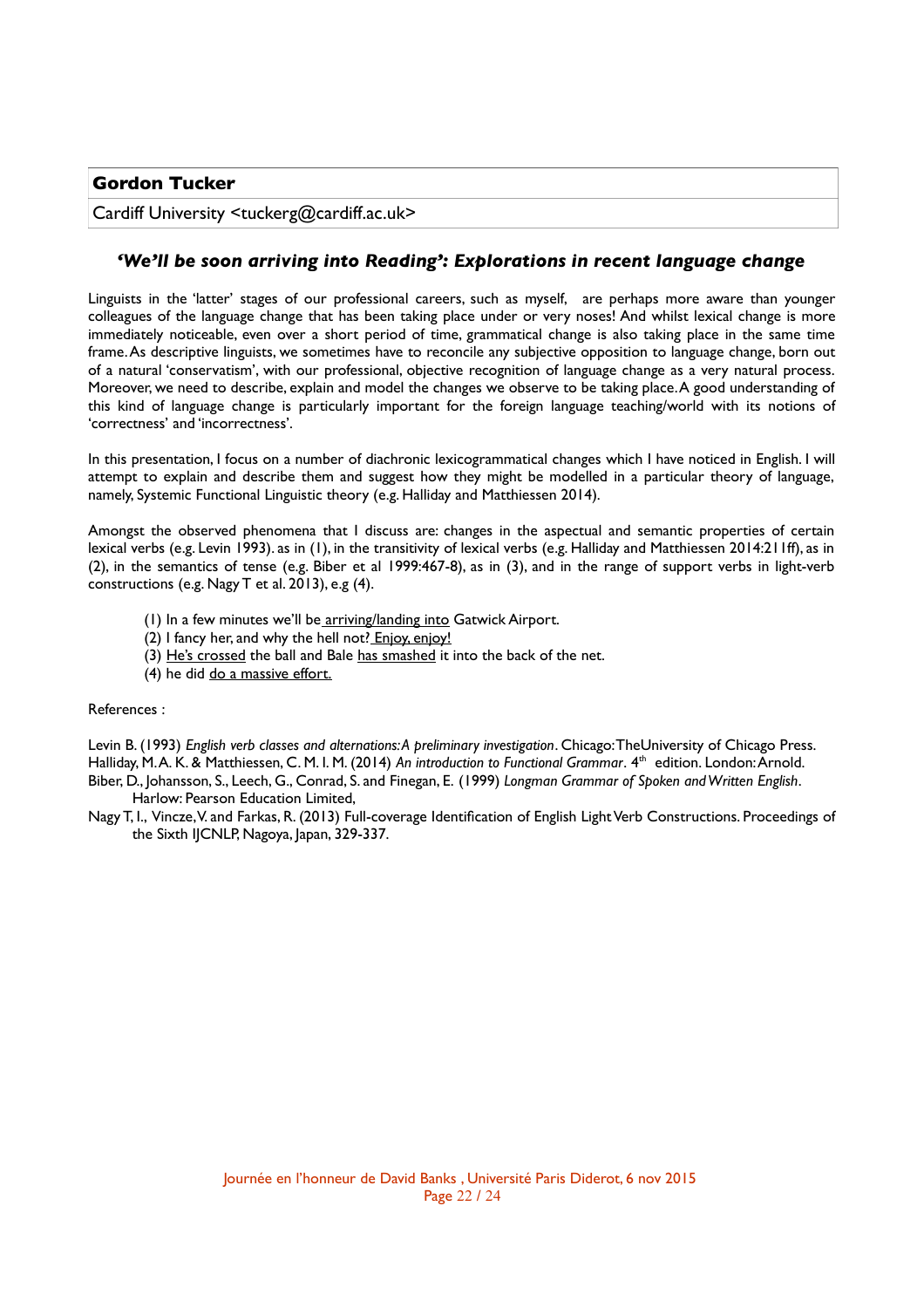**Gordon Tucker**

Cardiff University <tuckerg@cardiff.ac.uk>

### *'We'll be soon arriving into Reading': Explorations in recent language change*

Linguists in the 'latter' stages of our professional careers, such as myself, are perhaps more aware than younger colleagues of the language change that has been taking place under or very noses! And whilst lexical change is more immediately noticeable, even over a short period of time, grammatical change is also taking place in the same time frame. As descriptive linguists, we sometimes have to reconcile any subjective opposition to language change, born out of a natural 'conservatism', with our professional, objective recognition of language change as a very natural process. Moreover, we need to describe, explain and model the changes we observe to be taking place. A good understanding of this kind of language change is particularly important for the foreign language teaching/world with its notions of 'correctness' and 'incorrectness'.

In this presentation, I focus on a number of diachronic lexicogrammatical changes which I have noticed in English. I will attempt to explain and describe them and suggest how they might be modelled in a particular theory of language, namely, Systemic Functional Linguistic theory (e.g. Halliday and Matthiessen 2014).

Amongst the observed phenomena that I discuss are: changes in the aspectual and semantic properties of certain lexical verbs (e.g. Levin 1993). as in (1), in the transitivity of lexical verbs (e.g. Halliday and Matthiessen 2014:211ff), as in (2), in the semantics of tense (e.g. Biber et al 1999:467-8), as in (3), and in the range of support verbs in light-verb constructions (e.g. Nagy T et al. 2013), e.g (4).

(1) In a few minutes we'll be arriving/landing into Gatwick Airport.
(2) I fancy her, and why the hell not? Enjoy, enjoy!
(3) He's crossed the ball and Bale has smashed it into the back of the net.
(4) he did do a massive effort.

References :

Levin B. (1993) *English verb classes and alternations: A preliminary investigation*. Chicago: The University of Chicago Press.

Halliday, M. A. K. & Matthiessen, C. M. I. M. (2014) *An introduction to Functional Grammar*. 4th edition. London: Arnold.

Biber, D., Johansson, S., Leech, G., Conrad, S. and Finegan, E. (1999) *Longman Grammar of Spoken and Written English*. Harlow: Pearson Education Limited,

Nagy T, I., Vincze, V. and Farkas, R. (2013) Full-coverage Identification of English Light Verb Constructions. Proceedings of the Sixth IJCNLP, Nagoya, Japan, 329-337.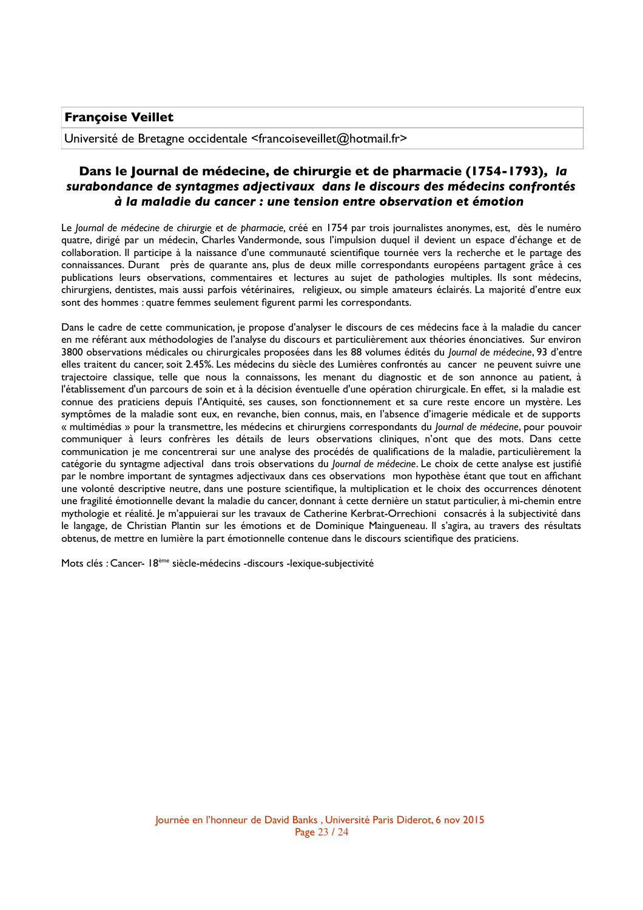**Françoise Veillet**

Université de Bretagne occidentale <francoiseveillet@hotmail.fr>

## Dans le Journal de médecine, de chirurgie et de pharmacie (1754-1793), *la surabondance de syntagmes adjectivaux dans le discours des médecins confrontés à la maladie du cancer : une tension entre observation et émotion*

Le *Journal de médecine de chirurgie et de pharmacie,* créé en 1754 par trois journalistes anonymes, est, dès le numéro quatre, dirigé par un médecin, Charles Vandermonde, sous l'impulsion duquel il devient un espace d'échange et de collaboration. Il participe à la naissance d'une communauté scientifique tournée vers la recherche et le partage des connaissances. Durant près de quarante ans, plus de deux mille correspondants européens partagent grâce à ces publications leurs observations, commentaires et lectures au sujet de pathologies multiples. Ils sont médecins, chirurgiens, dentistes, mais aussi parfois vétérinaires, religieux, ou simple amateurs éclairés. La majorité d'entre eux sont des hommes : quatre femmes seulement figurent parmi les correspondants.

Dans le cadre de cette communication, je propose d'analyser le discours de ces médecins face à la maladie du cancer en me référant aux méthodologies de l'analyse du discours et particulièrement aux théories énonciatives. Sur environ 3800 observations médicales ou chirurgicales proposées dans les 88 volumes édités du *Journal de médecine*, 93 d'entre elles traitent du cancer, soit 2.45%. Les médecins du siècle des Lumières confrontés au cancer ne peuvent suivre une trajectoire classique, telle que nous la connaissons, les menant du diagnostic et de son annonce au patient, à l'établissement d'un parcours de soin et à la décision éventuelle d'une opération chirurgicale. En effet, si la maladie est connue des praticiens depuis l'Antiquité, ses causes, son fonctionnement et sa cure reste encore un mystère. Les symptômes de la maladie sont eux, en revanche, bien connus, mais, en l'absence d'imagerie médicale et de supports « multimédias » pour la transmettre, les médecins et chirurgiens correspondants du *Journal de médecine*, pour pouvoir communiquer à leurs confrères les détails de leurs observations cliniques, n'ont que des mots. Dans cette communication je me concentrerai sur une analyse des procédés de qualifications de la maladie, particulièrement la catégorie du syntagme adjectival dans trois observations du *Journal de médecine*. Le choix de cette analyse est justifié par le nombre important de syntagmes adjectivaux dans ces observations mon hypothèse étant que tout en affichant une volonté descriptive neutre, dans une posture scientifique, la multiplication et le choix des occurrences dénotent une fragilité émotionnelle devant la maladie du cancer, donnant à cette dernière un statut particulier, à mi-chemin entre mythologie et réalité. Je m'appuierai sur les travaux de Catherine Kerbrat-Orrechioni consacrés à la subjectivité dans le langage, de Christian Plantin sur les émotions et de Dominique Maingueneau. Il s'agira, au travers des résultats obtenus, de mettre en lumière la part émotionnelle contenue dans le discours scientifique des praticiens.

Mots clés : Cancer- 18ème siècle-médecins -discours -lexique-subjectivité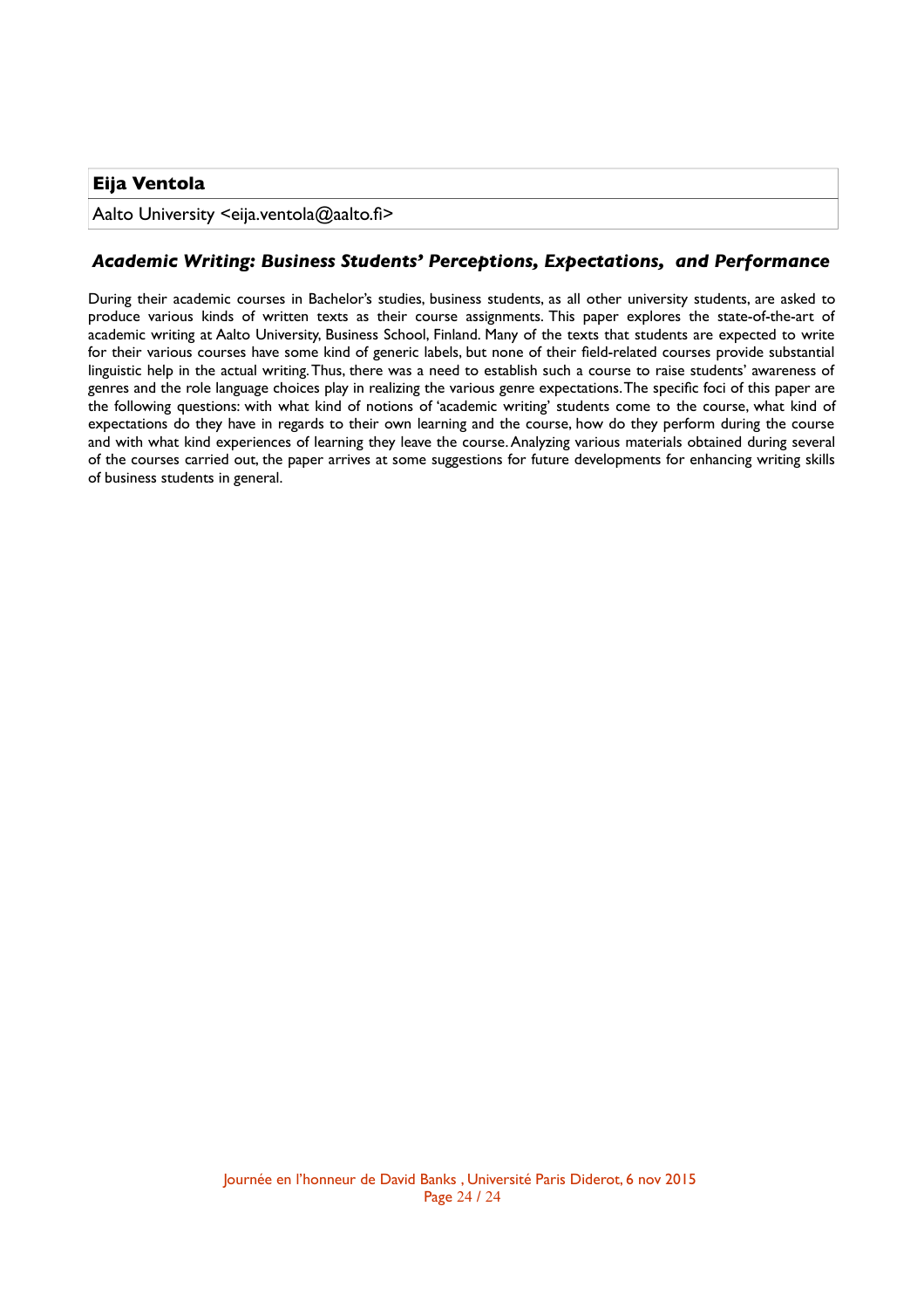**Eija Ventola**

Aalto University <eija.ventola@aalto.fi>

### *Academic Writing: Business Students' Perceptions, Expectations, and Performance*

During their academic courses in Bachelor's studies, business students, as all other university students, are asked to produce various kinds of written texts as their course assignments. This paper explores the state-of-the-art of academic writing at Aalto University, Business School, Finland. Many of the texts that students are expected to write for their various courses have some kind of generic labels, but none of their field-related courses provide substantial linguistic help in the actual writing. Thus, there was a need to establish such a course to raise students' awareness of genres and the role language choices play in realizing the various genre expectations. The specific foci of this paper are the following questions: with what kind of notions of 'academic writing' students come to the course, what kind of expectations do they have in regards to their own learning and the course, how do they perform during the course and with what kind experiences of learning they leave the course. Analyzing various materials obtained during several of the courses carried out, the paper arrives at some suggestions for future developments for enhancing writing skills of business students in general.